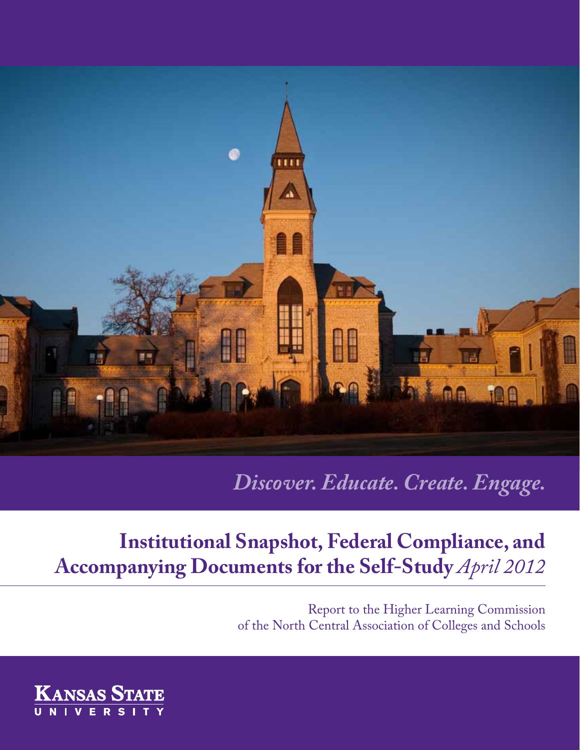*Discover. Educate. Create. Engage.*

# Institutional Snapshot, Federal Compliance, and Accompanying Documents for the Self-Study *April 2012*

Report to the Higher Learning Commission
of the North Central Association of Colleges and Schools

Kansas State University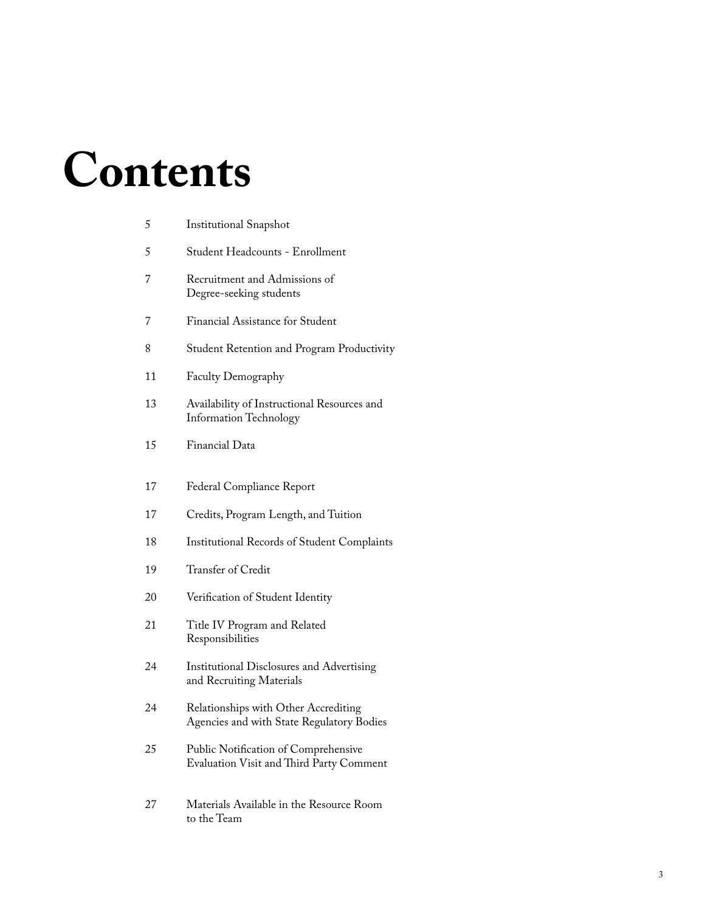# Contents

| | |
|---|---|
| 5 | Institutional Snapshot |
| 5 | Student Headcounts - Enrollment |
| 7 | Recruitment and Admissions of Degree-seeking students |
| 7 | Financial Assistance for Student |
| 8 | Student Retention and Program Productivity |
| 11 | Faculty Demography |
| 13 | Availability of Instructional Resources and Information Technology |
| 15 | Financial Data |
| 17 | Federal Compliance Report |
| 17 | Credits, Program Length, and Tuition |
| 18 | Institutional Records of Student Complaints |
| 19 | Transfer of Credit |
| 20 | Verification of Student Identity |
| 21 | Title IV Program and Related Responsibilities |
| 24 | Institutional Disclosures and Advertising and Recruiting Materials |
| 24 | Relationships with Other Accrediting Agencies and with State Regulatory Bodies |
| 25 | Public Notification of Comprehensive Evaluation Visit and Third Party Comment |
| 27 | Materials Available in the Resource Room to the Team |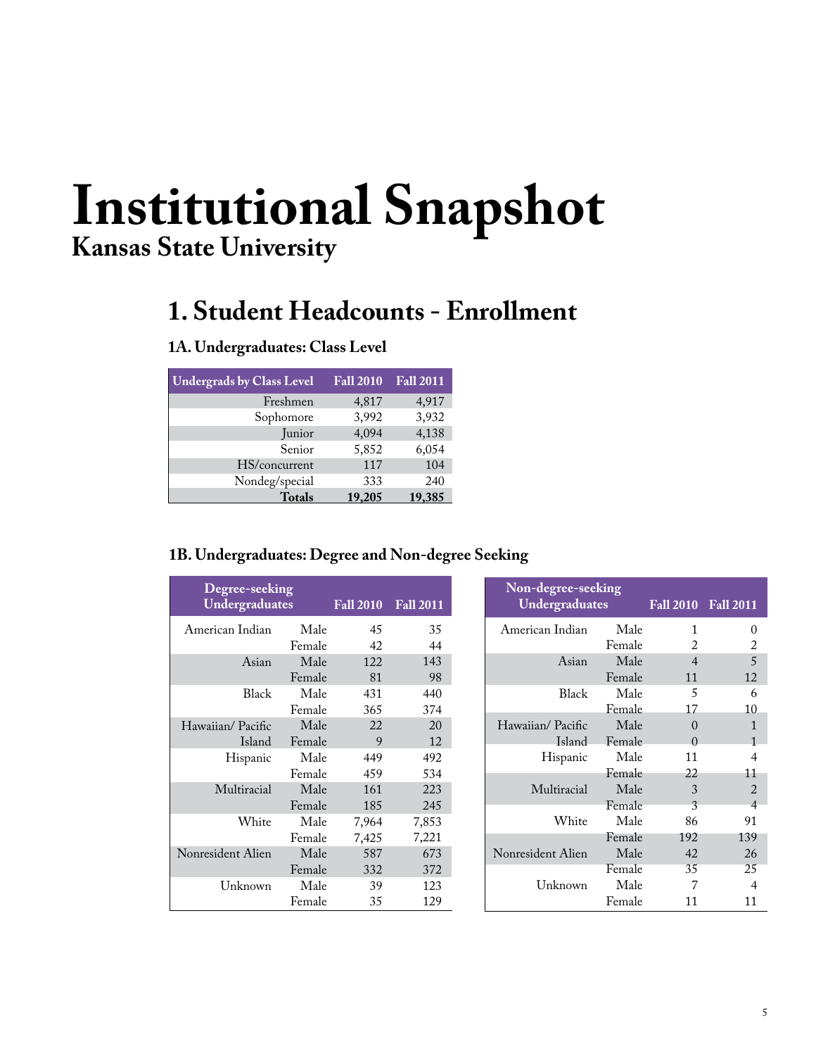# Institutional Snapshot

## Kansas State University

## 1. Student Headcounts - Enrollment

### 1A. Undergraduates: Class Level

| Undergrads by Class Level | Fall 2010 | Fall 2011 |
|---|---|---|
| Freshmen | 4,817 | 4,917 |
| Sophomore | 3,992 | 3,932 |
| Junior | 4,094 | 4,138 |
| Senior | 5,852 | 6,054 |
| HS/concurrent | 117 | 104 |
| Nondeg/special | 333 | 240 |
| **Totals** | **19,205** | **19,385** |

### 1B. Undergraduates: Degree and Non-degree Seeking

| Degree-seeking Undergraduates | | Fall 2010 | Fall 2011 |
|---|---|---|---|
| American Indian | Male | 45 | 35 |
| | Female | 42 | 44 |
| Asian | Male | 122 | 143 |
| | Female | 81 | 98 |
| Black | Male | 431 | 440 |
| | Female | 365 | 374 |
| Hawaiian/ Pacific Island | Male | 22 | 20 |
| | Female | 9 | 12 |
| Hispanic | Male | 449 | 492 |
| | Female | 459 | 534 |
| Multiracial | Male | 161 | 223 |
| | Female | 185 | 245 |
| White | Male | 7,964 | 7,853 |
| | Female | 7,425 | 7,221 |
| Nonresident Alien | Male | 587 | 673 |
| | Female | 332 | 372 |
| Unknown | Male | 39 | 123 |
| | Female | 35 | 129 |

| Non-degree-seeking Undergraduates | | Fall 2010 | Fall 2011 |
|---|---|---|---|
| American Indian | Male | 1 | 0 |
| | Female | 2 | 2 |
| Asian | Male | 4 | 5 |
| | Female | 11 | 12 |
| Black | Male | 5 | 6 |
| | Female | 17 | 10 |
| Hawaiian/ Pacific Island | Male | 0 | 1 |
| | Female | 0 | 1 |
| Hispanic | Male | 11 | 4 |
| | Female | 22 | 11 |
| Multiracial | Male | 3 | 2 |
| | Female | 3 | 4 |
| White | Male | 86 | 91 |
| | Female | 192 | 139 |
| Nonresident Alien | Male | 42 | 26 |
| | Female | 35 | 25 |
| Unknown | Male | 7 | 4 |
| | Female | 11 | 11 |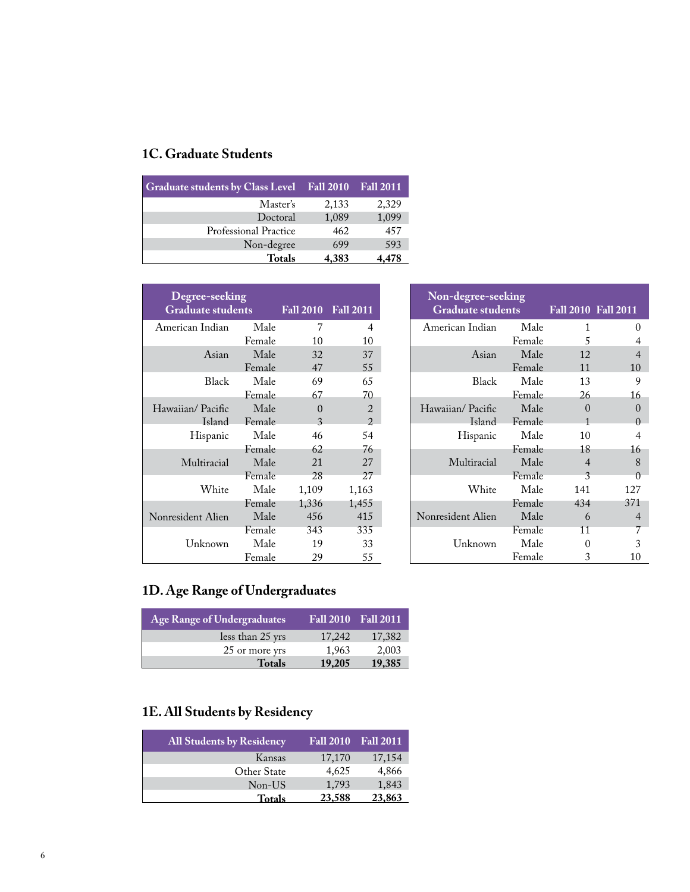## 1C. Graduate Students

| Graduate students by Class Level | Fall 2010 | Fall 2011 |
|---|---|---|
| Master's | 2,133 | 2,329 |
| Doctoral | 1,089 | 1,099 |
| Professional Practice | 462 | 457 |
| Non-degree | 699 | 593 |
| **Totals** | **4,383** | **4,478** |

| Degree-seeking Graduate students | | Fall 2010 | Fall 2011 |
|---|---|---|---|
| American Indian | Male | 7 | 4 |
| | Female | 10 | 10 |
| Asian | Male | 32 | 37 |
| | Female | 47 | 55 |
| Black | Male | 69 | 65 |
| | Female | 67 | 70 |
| Hawaiian/ Pacific Island | Male | 0 | 2 |
| | Female | 3 | 2 |
| Hispanic | Male | 46 | 54 |
| | Female | 62 | 76 |
| Multiracial | Male | 21 | 27 |
| | Female | 28 | 27 |
| White | Male | 1,109 | 1,163 |
| | Female | 1,336 | 1,455 |
| Nonresident Alien | Male | 456 | 415 |
| | Female | 343 | 335 |
| Unknown | Male | 19 | 33 |
| | Female | 29 | 55 |

| Non-degree-seeking Graduate students | | Fall 2010 | Fall 2011 |
|---|---|---|---|
| American Indian | Male | 1 | 0 |
| | Female | 5 | 4 |
| Asian | Male | 12 | 4 |
| | Female | 11 | 10 |
| Black | Male | 13 | 9 |
| | Female | 26 | 16 |
| Hawaiian/ Pacific Island | Male | 0 | 0 |
| | Female | 1 | 0 |
| Hispanic | Male | 10 | 4 |
| | Female | 18 | 16 |
| Multiracial | Male | 4 | 8 |
| | Female | 3 | 0 |
| White | Male | 141 | 127 |
| | Female | 434 | 371 |
| Nonresident Alien | Male | 6 | 4 |
| | Female | 11 | 7 |
| Unknown | Male | 0 | 3 |
| | Female | 3 | 10 |

## 1D. Age Range of Undergraduates

| Age Range of Undergraduates | Fall 2010 | Fall 2011 |
|---|---|---|
| less than 25 yrs | 17,242 | 17,382 |
| 25 or more yrs | 1,963 | 2,003 |
| **Totals** | **19,205** | **19,385** |

## 1E. All Students by Residency

| All Students by Residency | Fall 2010 | Fall 2011 |
|---|---|---|
| Kansas | 17,170 | 17,154 |
| Other State | 4,625 | 4,866 |
| Non-US | 1,793 | 1,843 |
| **Totals** | **23,588** | **23,863** |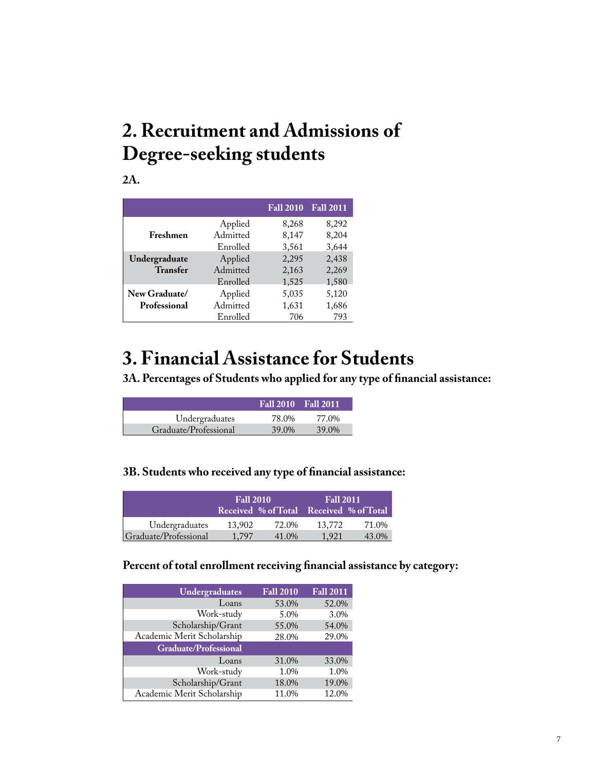# 2. Recruitment and Admissions of Degree-seeking students

### 2A.

| | | Fall 2010 | Fall 2011 |
|---|---|---|---|
| **Freshmen** | Applied | 8,268 | 8,292 |
| | Admitted | 8,147 | 8,204 |
| | Enrolled | 3,561 | 3,644 |
| **Undergraduate Transfer** | Applied | 2,295 | 2,438 |
| | Admitted | 2,163 | 2,269 |
| | Enrolled | 1,525 | 1,580 |
| **New Graduate/ Professional** | Applied | 5,035 | 5,120 |
| | Admitted | 1,631 | 1,686 |
| | Enrolled | 706 | 793 |

# 3. Financial Assistance for Students

### 3A. Percentages of Students who applied for any type of financial assistance:

| | Fall 2010 | Fall 2011 |
|---|---|---|
| Undergraduates | 78.0% | 77.0% |
| Graduate/Professional | 39.0% | 39.0% |

### 3B. Students who received any type of financial assistance:

| | Fall 2010 | | Fall 2011 | |
|---|---|---|---|---|
| | Received | % of Total | Received | % of Total |
| Undergraduates | 13,902 | 72.0% | 13,772 | 71.0% |
| Graduate/Professional | 1,797 | 41.0% | 1,921 | 43.0% |

### Percent of total enrollment receiving financial assistance by category:

| Undergraduates | Fall 2010 | Fall 2011 |
|---|---|---|
| Loans | 53.0% | 52.0% |
| Work-study | 5.0% | 3.0% |
| Scholarship/Grant | 55.0% | 54.0% |
| Academic Merit Scholarship | 28.0% | 29.0% |
| **Graduate/Professional** | | |
| Loans | 31.0% | 33.0% |
| Work-study | 1.0% | 1.0% |
| Scholarship/Grant | 18.0% | 19.0% |
| Academic Merit Scholarship | 11.0% | 12.0% |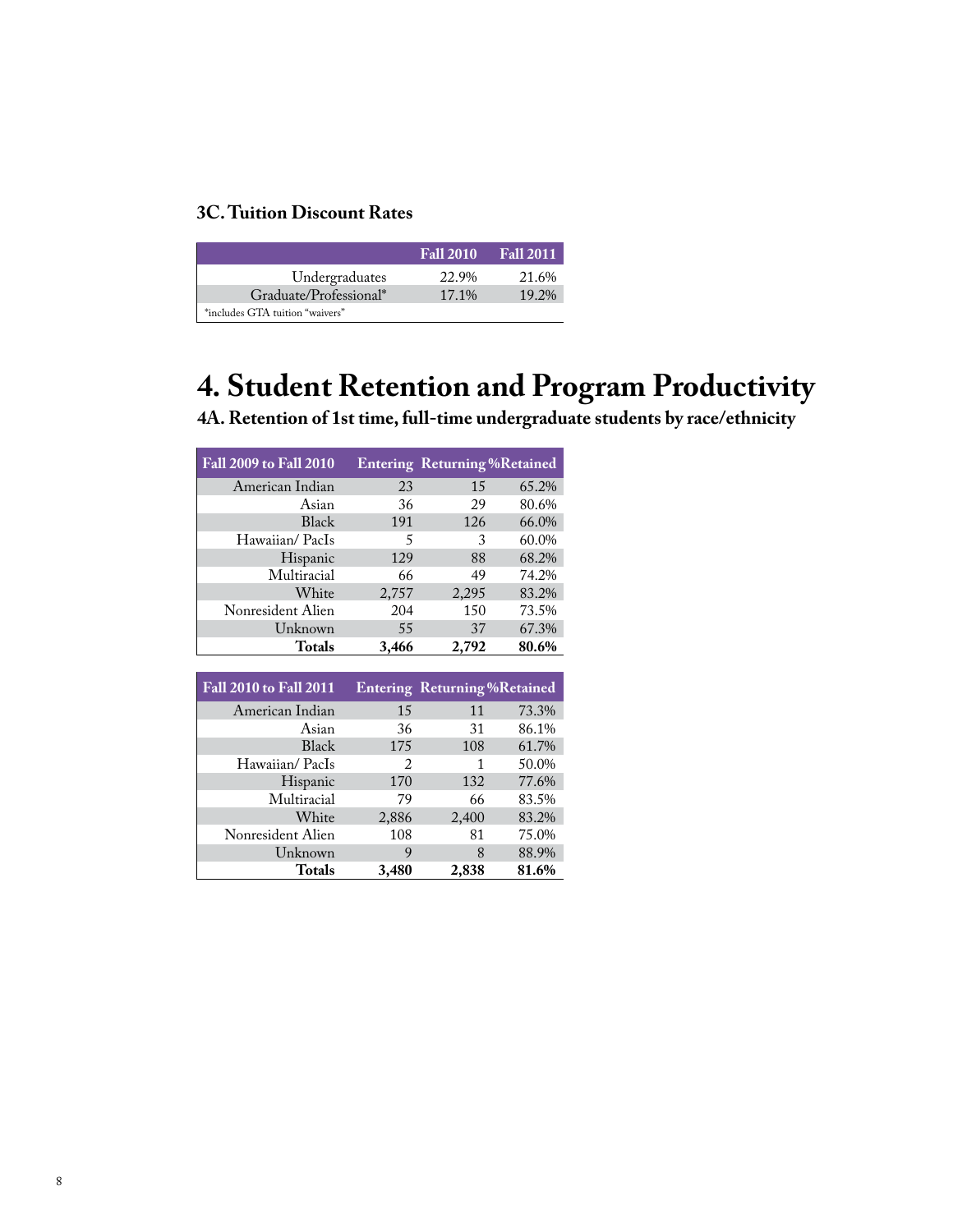### 3C. Tuition Discount Rates

| | Fall 2010 | Fall 2011 |
|---|---|---|
| Undergraduates | 22.9% | 21.6% |
| Graduate/Professional* | 17.1% | 19.2% |

*includes GTA tuition "waivers"

# 4. Student Retention and Program Productivity

### 4A. Retention of 1st time, full-time undergraduate students by race/ethnicity

| Fall 2009 to Fall 2010 | Entering | Returning | %Retained |
|---|---|---|---|
| American Indian | 23 | 15 | 65.2% |
| Asian | 36 | 29 | 80.6% |
| Black | 191 | 126 | 66.0% |
| Hawaiian/ PacIs | 5 | 3 | 60.0% |
| Hispanic | 129 | 88 | 68.2% |
| Multiracial | 66 | 49 | 74.2% |
| White | 2,757 | 2,295 | 83.2% |
| Nonresident Alien | 204 | 150 | 73.5% |
| Unknown | 55 | 37 | 67.3% |
| **Totals** | **3,466** | **2,792** | **80.6%** |

| Fall 2010 to Fall 2011 | Entering | Returning | %Retained |
|---|---|---|---|
| American Indian | 15 | 11 | 73.3% |
| Asian | 36 | 31 | 86.1% |
| Black | 175 | 108 | 61.7% |
| Hawaiian/ PacIs | 2 | 1 | 50.0% |
| Hispanic | 170 | 132 | 77.6% |
| Multiracial | 79 | 66 | 83.5% |
| White | 2,886 | 2,400 | 83.2% |
| Nonresident Alien | 108 | 81 | 75.0% |
| Unknown | 9 | 8 | 88.9% |
| **Totals** | **3,480** | **2,838** | **81.6%** |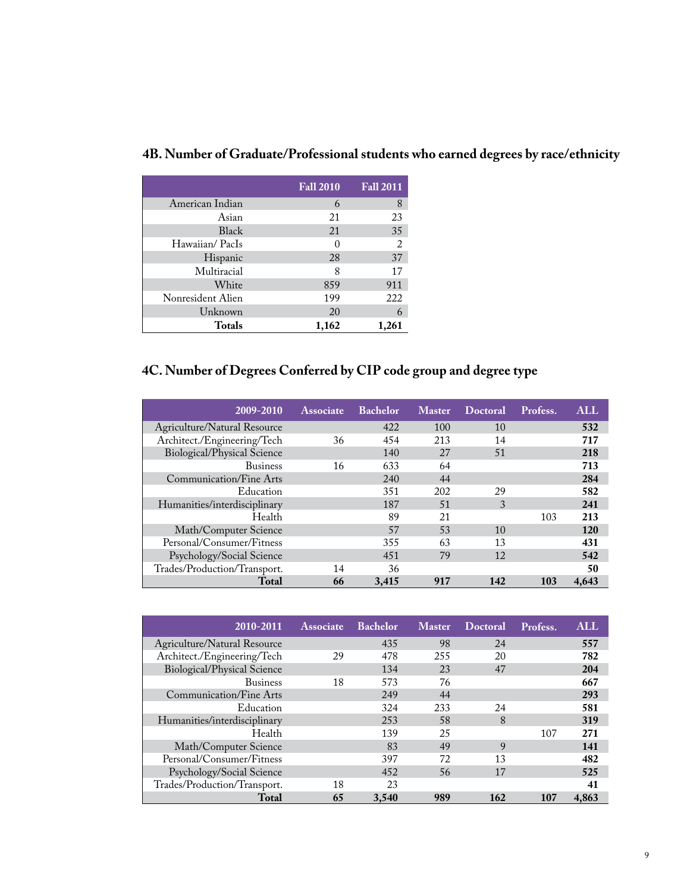## 4B. Number of Graduate/Professional students who earned degrees by race/ethnicity

| | Fall 2010 | Fall 2011 |
|---|---|---|
| American Indian | 6 | 8 |
| Asian | 21 | 23 |
| Black | 21 | 35 |
| Hawaiian/ PacIs | 0 | 2 |
| Hispanic | 28 | 37 |
| Multiracial | 8 | 17 |
| White | 859 | 911 |
| Nonresident Alien | 199 | 222 |
| Unknown | 20 | 6 |
| **Totals** | **1,162** | **1,261** |

## 4C. Number of Degrees Conferred by CIP code group and degree type

| 2009-2010 | Associate | Bachelor | Master | Doctoral | Profess. | ALL |
|---|---|---|---|---|---|---|
| Agriculture/Natural Resource | | 422 | 100 | 10 | | **532** |
| Architect./Engineering/Tech | 36 | 454 | 213 | 14 | | **717** |
| Biological/Physical Science | | 140 | 27 | 51 | | **218** |
| Business | 16 | 633 | 64 | | | **713** |
| Communication/Fine Arts | | 240 | 44 | | | **284** |
| Education | | 351 | 202 | 29 | | **582** |
| Humanities/interdisciplinary | | 187 | 51 | 3 | | **241** |
| Health | | 89 | 21 | | 103 | **213** |
| Math/Computer Science | | 57 | 53 | 10 | | **120** |
| Personal/Consumer/Fitness | | 355 | 63 | 13 | | **431** |
| Psychology/Social Science | | 451 | 79 | 12 | | **542** |
| Trades/Production/Transport. | 14 | 36 | | | | **50** |
| **Total** | **66** | **3,415** | **917** | **142** | **103** | **4,643** |

| 2010-2011 | Associate | Bachelor | Master | Doctoral | Profess. | ALL |
|---|---|---|---|---|---|---|
| Agriculture/Natural Resource | | 435 | 98 | 24 | | **557** |
| Architect./Engineering/Tech | 29 | 478 | 255 | 20 | | **782** |
| Biological/Physical Science | | 134 | 23 | 47 | | **204** |
| Business | 18 | 573 | 76 | | | **667** |
| Communication/Fine Arts | | 249 | 44 | | | **293** |
| Education | | 324 | 233 | 24 | | **581** |
| Humanities/interdisciplinary | | 253 | 58 | 8 | | **319** |
| Health | | 139 | 25 | | 107 | **271** |
| Math/Computer Science | | 83 | 49 | 9 | | **141** |
| Personal/Consumer/Fitness | | 397 | 72 | 13 | | **482** |
| Psychology/Social Science | | 452 | 56 | 17 | | **525** |
| Trades/Production/Transport. | 18 | 23 | | | | **41** |
| **Total** | **65** | **3,540** | **989** | **162** | **107** | **4,863** |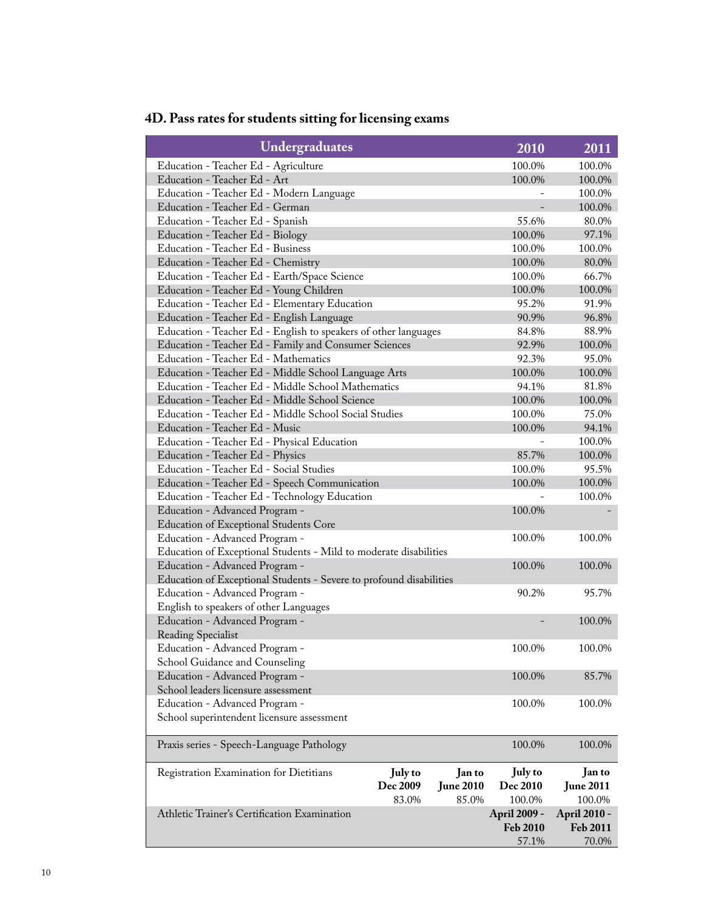### 4D. Pass rates for students sitting for licensing exams

| Undergraduates | | | 2010 | 2011 |
|---|---|---|---|---|
| Education - Teacher Ed - Agriculture | | | 100.0% | 100.0% |
| Education - Teacher Ed - Art | | | 100.0% | 100.0% |
| Education - Teacher Ed - Modern Language | | | - | 100.0% |
| Education - Teacher Ed - German | | | - | 100.0% |
| Education - Teacher Ed - Spanish | | | 55.6% | 80.0% |
| Education - Teacher Ed - Biology | | | 100.0% | 97.1% |
| Education - Teacher Ed - Business | | | 100.0% | 100.0% |
| Education - Teacher Ed - Chemistry | | | 100.0% | 80.0% |
| Education - Teacher Ed - Earth/Space Science | | | 100.0% | 66.7% |
| Education - Teacher Ed - Young Children | | | 100.0% | 100.0% |
| Education - Teacher Ed - Elementary Education | | | 95.2% | 91.9% |
| Education - Teacher Ed - English Language | | | 90.9% | 96.8% |
| Education - Teacher Ed - English to speakers of other languages | | | 84.8% | 88.9% |
| Education - Teacher Ed - Family and Consumer Sciences | | | 92.9% | 100.0% |
| Education - Teacher Ed - Mathematics | | | 92.3% | 95.0% |
| Education - Teacher Ed - Middle School Language Arts | | | 100.0% | 100.0% |
| Education - Teacher Ed - Middle School Mathematics | | | 94.1% | 81.8% |
| Education - Teacher Ed - Middle School Science | | | 100.0% | 100.0% |
| Education - Teacher Ed - Middle School Social Studies | | | 100.0% | 75.0% |
| Education - Teacher Ed - Music | | | 100.0% | 94.1% |
| Education - Teacher Ed - Physical Education | | | - | 100.0% |
| Education - Teacher Ed - Physics | | | 85.7% | 100.0% |
| Education - Teacher Ed - Social Studies | | | 100.0% | 95.5% |
| Education - Teacher Ed - Speech Communication | | | 100.0% | 100.0% |
| Education - Teacher Ed - Technology Education | | | - | 100.0% |
| Education - Advanced Program - Education of Exceptional Students Core | | | 100.0% | - |
| Education - Advanced Program - Education of Exceptional Students - Mild to moderate disabilities | | | 100.0% | 100.0% |
| Education - Advanced Program - Education of Exceptional Students - Severe to profound disabilities | | | 100.0% | 100.0% |
| Education - Advanced Program - English to speakers of other Languages | | | 90.2% | 95.7% |
| Education - Advanced Program - Reading Specialist | | | - | 100.0% |
| Education - Advanced Program - School Guidance and Counseling | | | 100.0% | 100.0% |
| Education - Advanced Program - School leaders licensure assessment | | | 100.0% | 85.7% |
| Education - Advanced Program - School superintendent licensure assessment | | | 100.0% | 100.0% |
| Praxis series - Speech-Language Pathology | | | 100.0% | 100.0% |
| Registration Examination for Dietitians | **July to Dec 2009** | **Jan to June 2010** | **July to Dec 2010** | **Jan to June 2011** |
| | 83.0% | 85.0% | 100.0% | 100.0% |
| Athletic Trainer's Certification Examination | | | **April 2009 - Feb 2010** | **April 2010 - Feb 2011** |
| | | | 57.1% | 70.0% |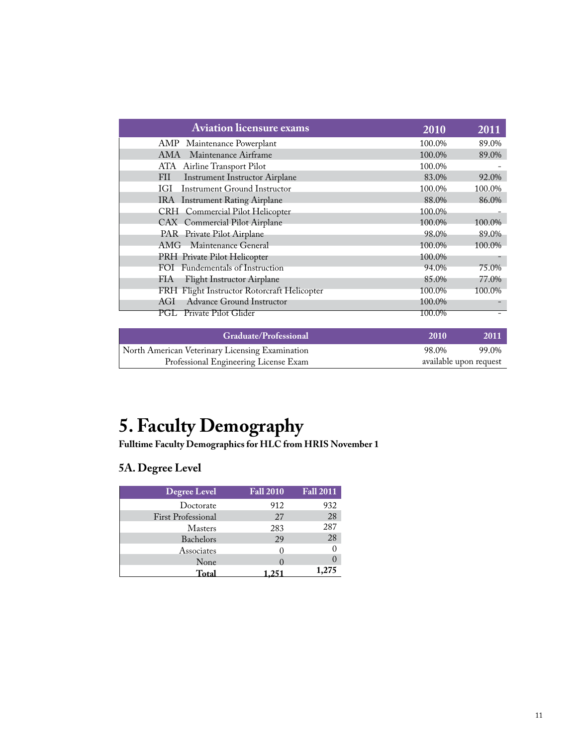| Aviation licensure exams | 2010 | 2011 |
| --- | --- | --- |
| AMP Maintenance Powerplant | 100.0% | 89.0% |
| AMA Maintenance Airframe | 100.0% | 89.0% |
| ATA Airline Transport Pilot | 100.0% | - |
| FII Instrument Instructor Airplane | 83.0% | 92.0% |
| IGI Instrument Ground Instructor | 100.0% | 100.0% |
| IRA Instrument Rating Airplane | 88.0% | 86.0% |
| CRH Commercial Pilot Helicopter | 100.0% | - |
| CAX Commercial Pilot Airplane | 100.0% | 100.0% |
| PAR Private Pilot Airplane | 98.0% | 89.0% |
| AMG Maintenance General | 100.0% | 100.0% |
| PRH Private Pilot Helicopter | 100.0% | - |
| FOI Fundementals of Instruction | 94.0% | 75.0% |
| FIA Flight Instructor Airplane | 85.0% | 77.0% |
| FRH Flight Instructor Rotorcraft Helicopter | 100.0% | 100.0% |
| AGI Advance Ground Instructor | 100.0% | - |
| PGL Private Pilot Glider | 100.0% | - |

| Graduate/Professional | 2010 | 2011 |
| --- | --- | --- |
| North American Veterinary Licensing Examination | 98.0% | 99.0% |
| Professional Engineering License Exam | available upon request | |

# 5. Faculty Demography

**Fulltime Faculty Demographics for HLC from HRIS November 1**

## 5A. Degree Level

| Degree Level | Fall 2010 | Fall 2011 |
| --- | --- | --- |
| Doctorate | 912 | 932 |
| First Professional | 27 | 28 |
| Masters | 283 | 287 |
| Bachelors | 29 | 28 |
| Associates | 0 | 0 |
| None | 0 | 0 |
| **Total** | **1,251** | **1,275** |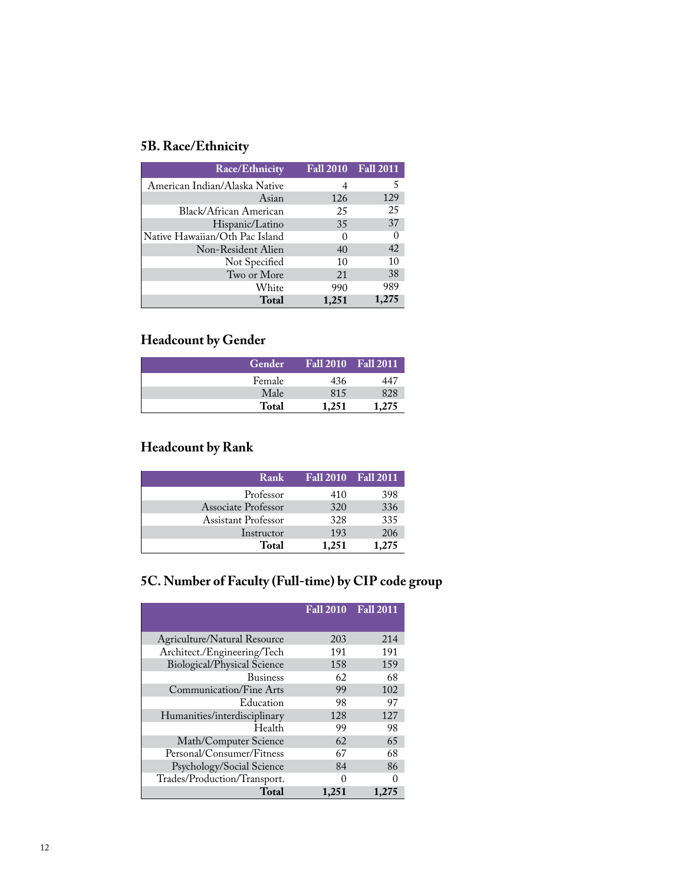## 5B. Race/Ethnicity

| Race/Ethnicity | Fall 2010 | Fall 2011 |
|---|---|---|
| American Indian/Alaska Native | 4 | 5 |
| Asian | 126 | 129 |
| Black/African American | 25 | 25 |
| Hispanic/Latino | 35 | 37 |
| Native Hawaiian/Oth Pac Island | 0 | 0 |
| Non-Resident Alien | 40 | 42 |
| Not Specified | 10 | 10 |
| Two or More | 21 | 38 |
| White | 990 | 989 |
| **Total** | **1,251** | **1,275** |

## Headcount by Gender

| Gender | Fall 2010 | Fall 2011 |
|---|---|---|
| Female | 436 | 447 |
| Male | 815 | 828 |
| **Total** | **1,251** | **1,275** |

## Headcount by Rank

| Rank | Fall 2010 | Fall 2011 |
|---|---|---|
| Professor | 410 | 398 |
| Associate Professor | 320 | 336 |
| Assistant Professor | 328 | 335 |
| Instructor | 193 | 206 |
| **Total** | **1,251** | **1,275** |

## 5C. Number of Faculty (Full-time) by CIP code group

| | Fall 2010 | Fall 2011 |
|---|---|---|
| Agriculture/Natural Resource | 203 | 214 |
| Architect./Engineering/Tech | 191 | 191 |
| Biological/Physical Science | 158 | 159 |
| Business | 62 | 68 |
| Communication/Fine Arts | 99 | 102 |
| Education | 98 | 97 |
| Humanities/interdisciplinary | 128 | 127 |
| Health | 99 | 98 |
| Math/Computer Science | 62 | 65 |
| Personal/Consumer/Fitness | 67 | 68 |
| Psychology/Social Science | 84 | 86 |
| Trades/Production/Transport. | 0 | 0 |
| **Total** | **1,251** | **1,275** |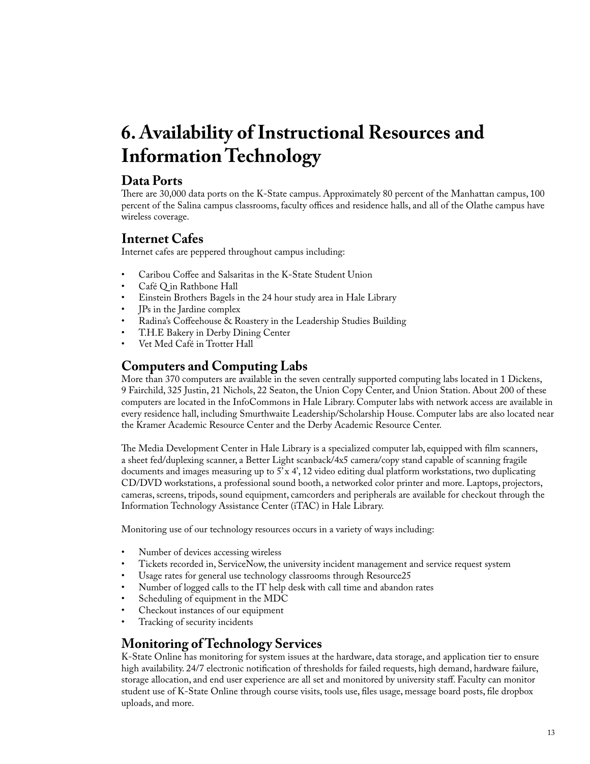# 6. Availability of Instructional Resources and Information Technology

## Data Ports

There are 30,000 data ports on the K-State campus. Approximately 80 percent of the Manhattan campus, 100 percent of the Salina campus classrooms, faculty offices and residence halls, and all of the Olathe campus have wireless coverage.

## Internet Cafes

Internet cafes are peppered throughout campus including:

- Caribou Coffee and Salsaritas in the K-State Student Union
- Café Q in Rathbone Hall
- Einstein Brothers Bagels in the 24 hour study area in Hale Library
- JPs in the Jardine complex
- Radina's Coffeehouse & Roastery in the Leadership Studies Building
- T.H.E Bakery in Derby Dining Center
- Vet Med Café in Trotter Hall

## Computers and Computing Labs

More than 370 computers are available in the seven centrally supported computing labs located in 1 Dickens, 9 Fairchild, 325 Justin, 21 Nichols, 22 Seaton, the Union Copy Center, and Union Station. About 200 of these computers are located in the InfoCommons in Hale Library. Computer labs with network access are available in every residence hall, including Smurthwaite Leadership/Scholarship House. Computer labs are also located near the Kramer Academic Resource Center and the Derby Academic Resource Center.

The Media Development Center in Hale Library is a specialized computer lab, equipped with film scanners, a sheet fed/duplexing scanner, a Better Light scanback/4x5 camera/copy stand capable of scanning fragile documents and images measuring up to 5' x 4', 12 video editing dual platform workstations, two duplicating CD/DVD workstations, a professional sound booth, a networked color printer and more. Laptops, projectors, cameras, screens, tripods, sound equipment, camcorders and peripherals are available for checkout through the Information Technology Assistance Center (iTAC) in Hale Library.

Monitoring use of our technology resources occurs in a variety of ways including:

- Number of devices accessing wireless
- Tickets recorded in, ServiceNow, the university incident management and service request system
- Usage rates for general use technology classrooms through Resource25
- Number of logged calls to the IT help desk with call time and abandon rates
- Scheduling of equipment in the MDC
- Checkout instances of our equipment
- Tracking of security incidents

## Monitoring of Technology Services

K-State Online has monitoring for system issues at the hardware, data storage, and application tier to ensure high availability. 24/7 electronic notification of thresholds for failed requests, high demand, hardware failure, storage allocation, and end user experience are all set and monitored by university staff. Faculty can monitor student use of K-State Online through course visits, tools use, files usage, message board posts, file dropbox uploads, and more.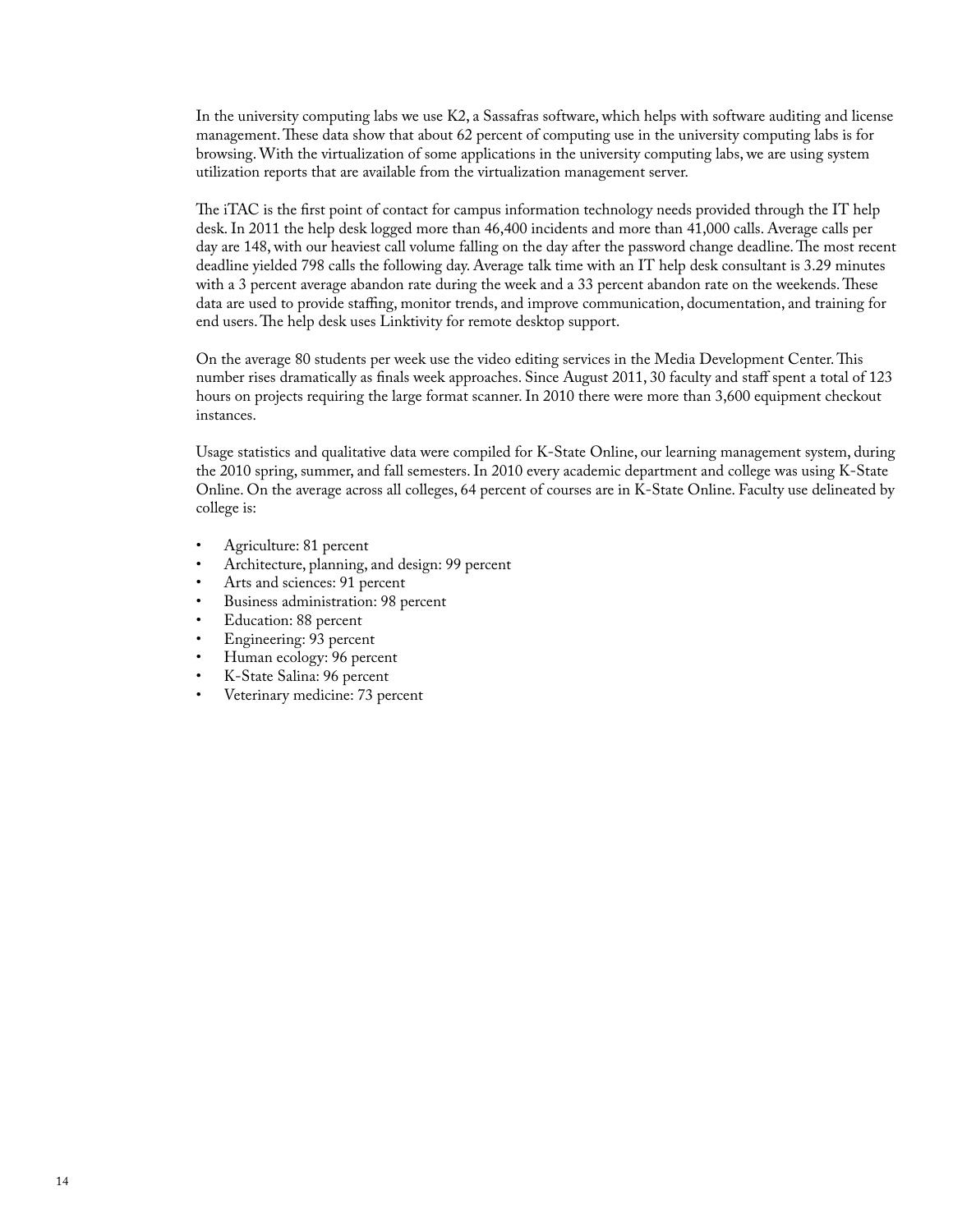In the university computing labs we use K2, a Sassafras software, which helps with software auditing and license management. These data show that about 62 percent of computing use in the university computing labs is for browsing. With the virtualization of some applications in the university computing labs, we are using system utilization reports that are available from the virtualization management server.

The iTAC is the first point of contact for campus information technology needs provided through the IT help desk. In 2011 the help desk logged more than 46,400 incidents and more than 41,000 calls. Average calls per day are 148, with our heaviest call volume falling on the day after the password change deadline. The most recent deadline yielded 798 calls the following day. Average talk time with an IT help desk consultant is 3.29 minutes with a 3 percent average abandon rate during the week and a 33 percent abandon rate on the weekends. These data are used to provide staffing, monitor trends, and improve communication, documentation, and training for end users. The help desk uses Linktivity for remote desktop support.

On the average 80 students per week use the video editing services in the Media Development Center. This number rises dramatically as finals week approaches. Since August 2011, 30 faculty and staff spent a total of 123 hours on projects requiring the large format scanner. In 2010 there were more than 3,600 equipment checkout instances.

Usage statistics and qualitative data were compiled for K-State Online, our learning management system, during the 2010 spring, summer, and fall semesters. In 2010 every academic department and college was using K-State Online. On the average across all colleges, 64 percent of courses are in K-State Online. Faculty use delineated by college is:

- Agriculture: 81 percent
- Architecture, planning, and design: 99 percent
- Arts and sciences: 91 percent
- Business administration: 98 percent
- Education: 88 percent
- Engineering: 93 percent
- Human ecology: 96 percent
- K-State Salina: 96 percent
- Veterinary medicine: 73 percent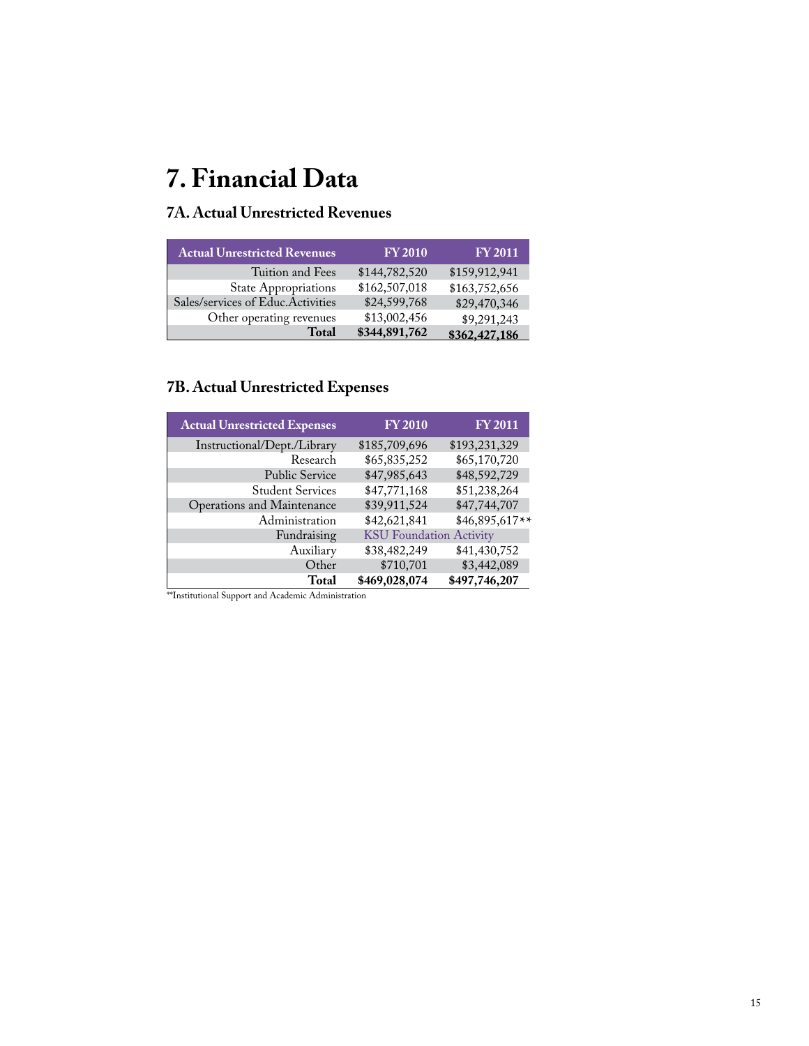# 7. Financial Data

## 7A. Actual Unrestricted Revenues

| Actual Unrestricted Revenues | FY 2010 | FY 2011 |
|---|---|---|
| Tuition and Fees | $144,782,520 | $159,912,941 |
| State Appropriations | $162,507,018 | $163,752,656 |
| Sales/services of Educ.Activities | $24,599,768 | $29,470,346 |
| Other operating revenues | $13,002,456 | $9,291,243 |
| **Total** | **$344,891,762** | **$362,427,186** |

## 7B. Actual Unrestricted Expenses

| Actual Unrestricted Expenses | FY 2010 | FY 2011 |
|---|---|---|
| Instructional/Dept./Library | $185,709,696 | $193,231,329 |
| Research | $65,835,252 | $65,170,720 |
| Public Service | $47,985,643 | $48,592,729 |
| Student Services | $47,771,168 | $51,238,264 |
| Operations and Maintenance | $39,911,524 | $47,744,707 |
| Administration | $42,621,841 | $46,895,617** |
| Fundraising | KSU Foundation Activity | |
| Auxiliary | $38,482,249 | $41,430,752 |
| Other | $710,701 | $3,442,089 |
| **Total** | **$469,028,074** | **$497,746,207** |

**Institutional Support and Academic Administration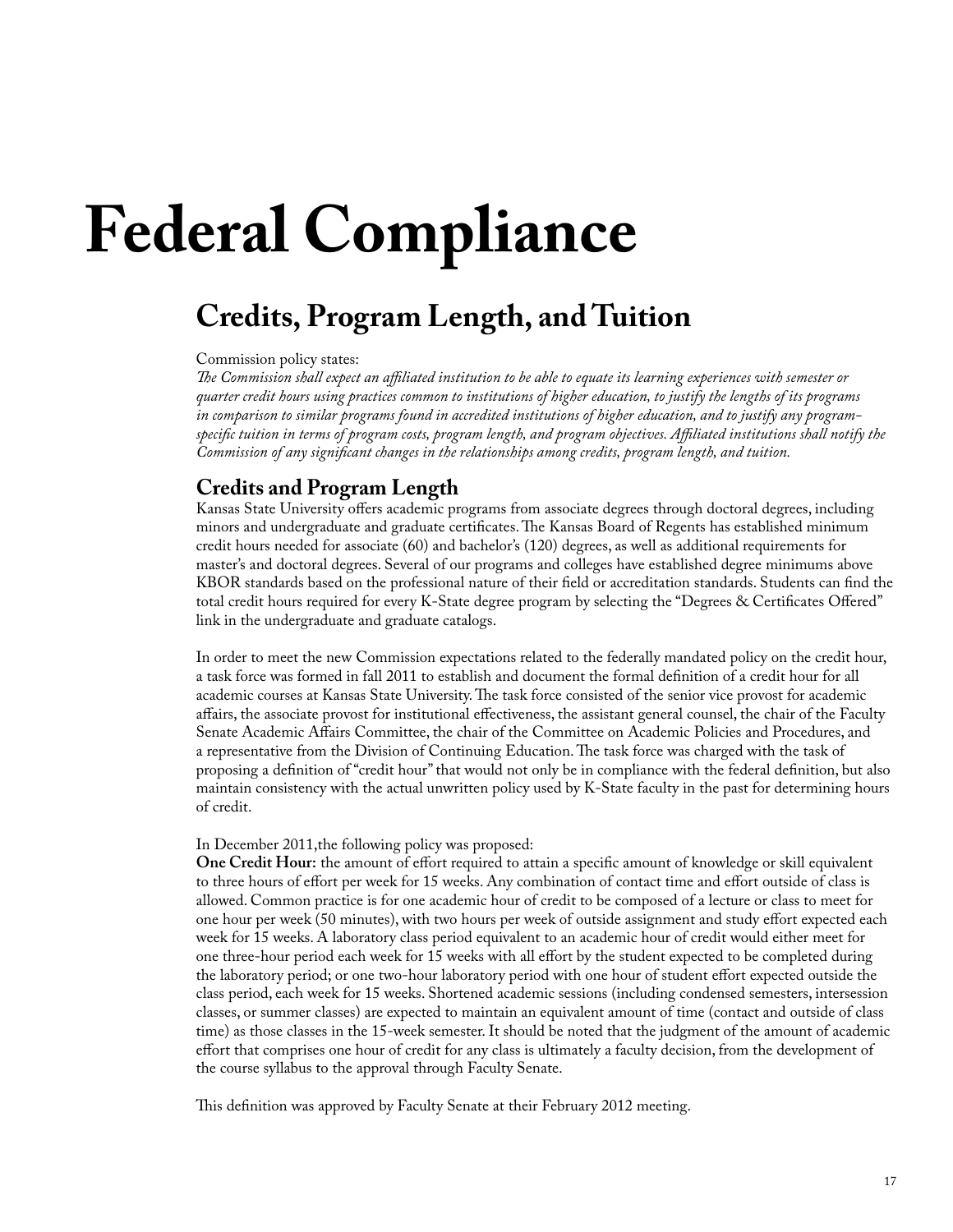# Federal Compliance

## Credits, Program Length, and Tuition

Commission policy states:
*The Commission shall expect an affiliated institution to be able to equate its learning experiences with semester or quarter credit hours using practices common to institutions of higher education, to justify the lengths of its programs in comparison to similar programs found in accredited institutions of higher education, and to justify any program-specific tuition in terms of program costs, program length, and program objectives. Affiliated institutions shall notify the Commission of any significant changes in the relationships among credits, program length, and tuition.*

### Credits and Program Length

Kansas State University offers academic programs from associate degrees through doctoral degrees, including minors and undergraduate and graduate certificates. The Kansas Board of Regents has established minimum credit hours needed for associate (60) and bachelor's (120) degrees, as well as additional requirements for master's and doctoral degrees. Several of our programs and colleges have established degree minimums above KBOR standards based on the professional nature of their field or accreditation standards. Students can find the total credit hours required for every K-State degree program by selecting the "Degrees & Certificates Offered" link in the undergraduate and graduate catalogs.

In order to meet the new Commission expectations related to the federally mandated policy on the credit hour, a task force was formed in fall 2011 to establish and document the formal definition of a credit hour for all academic courses at Kansas State University. The task force consisted of the senior vice provost for academic affairs, the associate provost for institutional effectiveness, the assistant general counsel, the chair of the Faculty Senate Academic Affairs Committee, the chair of the Committee on Academic Policies and Procedures, and a representative from the Division of Continuing Education. The task force was charged with the task of proposing a definition of "credit hour" that would not only be in compliance with the federal definition, but also maintain consistency with the actual unwritten policy used by K-State faculty in the past for determining hours of credit.

In December 2011,the following policy was proposed:
**One Credit Hour:** the amount of effort required to attain a specific amount of knowledge or skill equivalent to three hours of effort per week for 15 weeks. Any combination of contact time and effort outside of class is allowed. Common practice is for one academic hour of credit to be composed of a lecture or class to meet for one hour per week (50 minutes), with two hours per week of outside assignment and study effort expected each week for 15 weeks. A laboratory class period equivalent to an academic hour of credit would either meet for one three-hour period each week for 15 weeks with all effort by the student expected to be completed during the laboratory period; or one two-hour laboratory period with one hour of student effort expected outside the class period, each week for 15 weeks. Shortened academic sessions (including condensed semesters, intersession classes, or summer classes) are expected to maintain an equivalent amount of time (contact and outside of class time) as those classes in the 15-week semester. It should be noted that the judgment of the amount of academic effort that comprises one hour of credit for any class is ultimately a faculty decision, from the development of the course syllabus to the approval through Faculty Senate.

This definition was approved by Faculty Senate at their February 2012 meeting.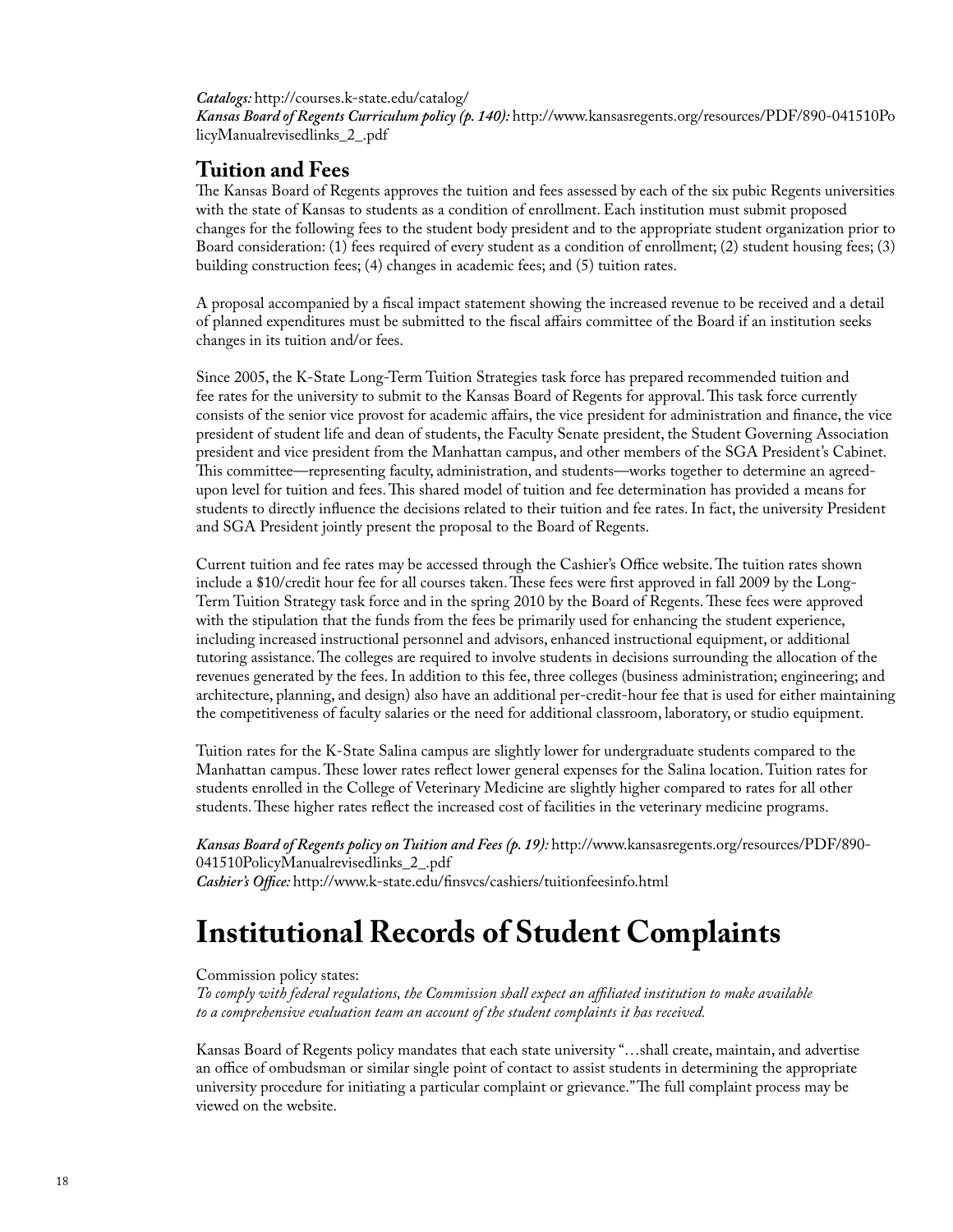***Catalogs:*** http://courses.k-state.edu/catalog/
***Kansas Board of Regents Curriculum policy (p. 140):*** http://www.kansasregents.org/resources/PDF/890-041510PolicyManualrevisedlinks_2_.pdf

## Tuition and Fees

The Kansas Board of Regents approves the tuition and fees assessed by each of the six pubic Regents universities with the state of Kansas to students as a condition of enrollment. Each institution must submit proposed changes for the following fees to the student body president and to the appropriate student organization prior to Board consideration: (1) fees required of every student as a condition of enrollment; (2) student housing fees; (3) building construction fees; (4) changes in academic fees; and (5) tuition rates.

A proposal accompanied by a fiscal impact statement showing the increased revenue to be received and a detail of planned expenditures must be submitted to the fiscal affairs committee of the Board if an institution seeks changes in its tuition and/or fees.

Since 2005, the K-State Long-Term Tuition Strategies task force has prepared recommended tuition and fee rates for the university to submit to the Kansas Board of Regents for approval. This task force currently consists of the senior vice provost for academic affairs, the vice president for administration and finance, the vice president of student life and dean of students, the Faculty Senate president, the Student Governing Association president and vice president from the Manhattan campus, and other members of the SGA President's Cabinet. This committee—representing faculty, administration, and students—works together to determine an agreed-upon level for tuition and fees. This shared model of tuition and fee determination has provided a means for students to directly influence the decisions related to their tuition and fee rates. In fact, the university President and SGA President jointly present the proposal to the Board of Regents.

Current tuition and fee rates may be accessed through the Cashier's Office website. The tuition rates shown include a $10/credit hour fee for all courses taken. These fees were first approved in fall 2009 by the Long-Term Tuition Strategy task force and in the spring 2010 by the Board of Regents. These fees were approved with the stipulation that the funds from the fees be primarily used for enhancing the student experience, including increased instructional personnel and advisors, enhanced instructional equipment, or additional tutoring assistance. The colleges are required to involve students in decisions surrounding the allocation of the revenues generated by the fees. In addition to this fee, three colleges (business administration; engineering; and architecture, planning, and design) also have an additional per-credit-hour fee that is used for either maintaining the competitiveness of faculty salaries or the need for additional classroom, laboratory, or studio equipment.

Tuition rates for the K-State Salina campus are slightly lower for undergraduate students compared to the Manhattan campus. These lower rates reflect lower general expenses for the Salina location. Tuition rates for students enrolled in the College of Veterinary Medicine are slightly higher compared to rates for all other students. These higher rates reflect the increased cost of facilities in the veterinary medicine programs.

***Kansas Board of Regents policy on Tuition and Fees (p. 19):*** http://www.kansasregents.org/resources/PDF/890-041510PolicyManualrevisedlinks_2_.pdf
***Cashier's Office:*** http://www.k-state.edu/finsvcs/cashiers/tuitionfeesinfo.html

# Institutional Records of Student Complaints

Commission policy states:
*To comply with federal regulations, the Commission shall expect an affiliated institution to make available to a comprehensive evaluation team an account of the student complaints it has received.*

Kansas Board of Regents policy mandates that each state university "…shall create, maintain, and advertise an office of ombudsman or similar single point of contact to assist students in determining the appropriate university procedure for initiating a particular complaint or grievance." The full complaint process may be viewed on the website.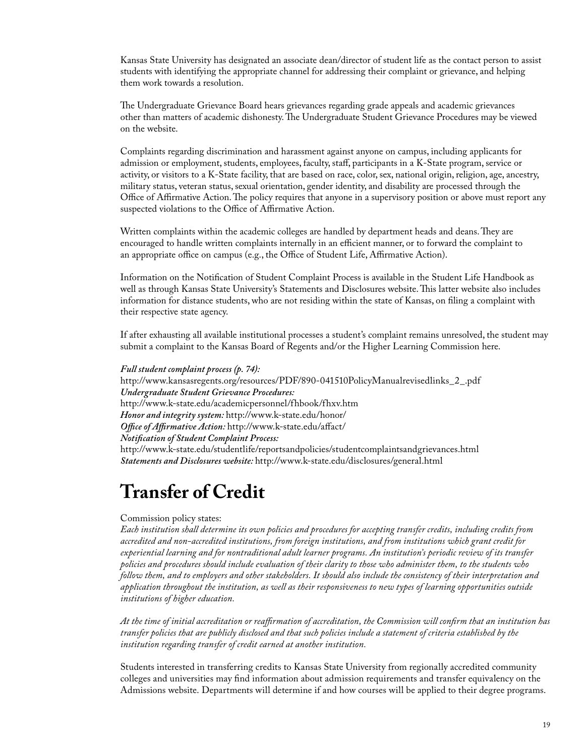Kansas State University has designated an associate dean/director of student life as the contact person to assist students with identifying the appropriate channel for addressing their complaint or grievance, and helping them work towards a resolution.

The Undergraduate Grievance Board hears grievances regarding grade appeals and academic grievances other than matters of academic dishonesty. The Undergraduate Student Grievance Procedures may be viewed on the website.

Complaints regarding discrimination and harassment against anyone on campus, including applicants for admission or employment, students, employees, faculty, staff, participants in a K-State program, service or activity, or visitors to a K-State facility, that are based on race, color, sex, national origin, religion, age, ancestry, military status, veteran status, sexual orientation, gender identity, and disability are processed through the Office of Affirmative Action. The policy requires that anyone in a supervisory position or above must report any suspected violations to the Office of Affirmative Action.

Written complaints within the academic colleges are handled by department heads and deans. They are encouraged to handle written complaints internally in an efficient manner, or to forward the complaint to an appropriate office on campus (e.g., the Office of Student Life, Affirmative Action).

Information on the Notification of Student Complaint Process is available in the Student Life Handbook as well as through Kansas State University's Statements and Disclosures website. This latter website also includes information for distance students, who are not residing within the state of Kansas, on filing a complaint with their respective state agency.

If after exhausting all available institutional processes a student's complaint remains unresolved, the student may submit a complaint to the Kansas Board of Regents and/or the Higher Learning Commission here.

***Full student complaint process (p. 74):***
http://www.kansasregents.org/resources/PDF/890-041510PolicyManualrevisedlinks_2_.pdf
***Undergraduate Student Grievance Procedures:***
http://www.k-state.edu/academicpersonnel/fhbook/fhxv.htm
***Honor and integrity system:*** http://www.k-state.edu/honor/
***Office of Affirmative Action:*** http://www.k-state.edu/affact/
***Notification of Student Complaint Process:***
http://www.k-state.edu/studentlife/reportsandpolicies/studentcomplaintsandgrievances.html
***Statements and Disclosures website:*** http://www.k-state.edu/disclosures/general.html

# Transfer of Credit

Commission policy states:
*Each institution shall determine its own policies and procedures for accepting transfer credits, including credits from accredited and non-accredited institutions, from foreign institutions, and from institutions which grant credit for experiential learning and for nontraditional adult learner programs. An institution's periodic review of its transfer policies and procedures should include evaluation of their clarity to those who administer them, to the students who follow them, and to employers and other stakeholders. It should also include the consistency of their interpretation and application throughout the institution, as well as their responsiveness to new types of learning opportunities outside institutions of higher education.*

*At the time of initial accreditation or reaffirmation of accreditation, the Commission will confirm that an institution has transfer policies that are publicly disclosed and that such policies include a statement of criteria established by the institution regarding transfer of credit earned at another institution.*

Students interested in transferring credits to Kansas State University from regionally accredited community colleges and universities may find information about admission requirements and transfer equivalency on the Admissions website. Departments will determine if and how courses will be applied to their degree programs.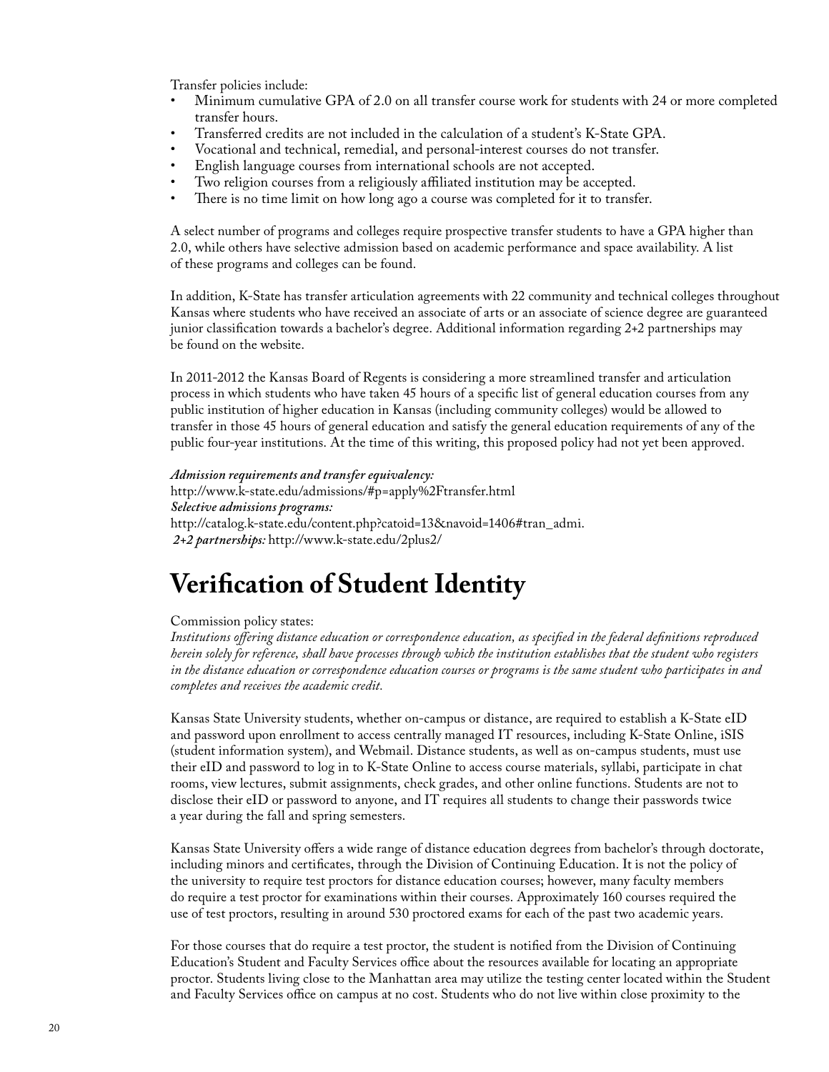Transfer policies include:

- Minimum cumulative GPA of 2.0 on all transfer course work for students with 24 or more completed transfer hours.
- Transferred credits are not included in the calculation of a student's K-State GPA.
- Vocational and technical, remedial, and personal-interest courses do not transfer.
- English language courses from international schools are not accepted.
- Two religion courses from a religiously affiliated institution may be accepted.
- There is no time limit on how long ago a course was completed for it to transfer.

A select number of programs and colleges require prospective transfer students to have a GPA higher than 2.0, while others have selective admission based on academic performance and space availability. A list of these programs and colleges can be found.

In addition, K-State has transfer articulation agreements with 22 community and technical colleges throughout Kansas where students who have received an associate of arts or an associate of science degree are guaranteed junior classification towards a bachelor's degree. Additional information regarding 2+2 partnerships may be found on the website.

In 2011-2012 the Kansas Board of Regents is considering a more streamlined transfer and articulation process in which students who have taken 45 hours of a specific list of general education courses from any public institution of higher education in Kansas (including community colleges) would be allowed to transfer in those 45 hours of general education and satisfy the general education requirements of any of the public four-year institutions. At the time of this writing, this proposed policy had not yet been approved.

***Admission requirements and transfer equivalency:***
http://www.k-state.edu/admissions/#p=apply%2Ftransfer.html
***Selective admissions programs:***
http://catalog.k-state.edu/content.php?catoid=13&navoid=1406#tran_admi.
***2+2 partnerships:*** http://www.k-state.edu/2plus2/

# Verification of Student Identity

Commission policy states:
*Institutions offering distance education or correspondence education, as specified in the federal definitions reproduced herein solely for reference, shall have processes through which the institution establishes that the student who registers in the distance education or correspondence education courses or programs is the same student who participates in and completes and receives the academic credit.*

Kansas State University students, whether on-campus or distance, are required to establish a K-State eID and password upon enrollment to access centrally managed IT resources, including K-State Online, iSIS (student information system), and Webmail. Distance students, as well as on-campus students, must use their eID and password to log in to K-State Online to access course materials, syllabi, participate in chat rooms, view lectures, submit assignments, check grades, and other online functions. Students are not to disclose their eID or password to anyone, and IT requires all students to change their passwords twice a year during the fall and spring semesters.

Kansas State University offers a wide range of distance education degrees from bachelor's through doctorate, including minors and certificates, through the Division of Continuing Education. It is not the policy of the university to require test proctors for distance education courses; however, many faculty members do require a test proctor for examinations within their courses. Approximately 160 courses required the use of test proctors, resulting in around 530 proctored exams for each of the past two academic years.

For those courses that do require a test proctor, the student is notified from the Division of Continuing Education's Student and Faculty Services office about the resources available for locating an appropriate proctor. Students living close to the Manhattan area may utilize the testing center located within the Student and Faculty Services office on campus at no cost. Students who do not live within close proximity to the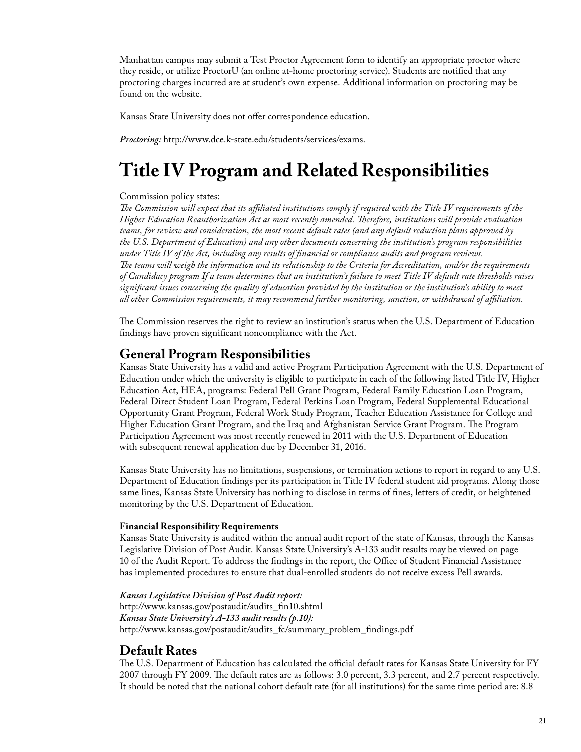Manhattan campus may submit a Test Proctor Agreement form to identify an appropriate proctor where they reside, or utilize ProctorU (an online at-home proctoring service). Students are notified that any proctoring charges incurred are at student's own expense. Additional information on proctoring may be found on the website.

Kansas State University does not offer correspondence education.

***Proctoring:*** http://www.dce.k-state.edu/students/services/exams.

# Title IV Program and Related Responsibilities

Commission policy states:
*The Commission will expect that its affiliated institutions comply if required with the Title IV requirements of the Higher Education Reauthorization Act as most recently amended. Therefore, institutions will provide evaluation teams, for review and consideration, the most recent default rates (and any default reduction plans approved by the U.S. Department of Education) and any other documents concerning the institution's program responsibilities under Title IV of the Act, including any results of financial or compliance audits and program reviews.*
*The teams will weigh the information and its relationship to the Criteria for Accreditation, and/or the requirements of Candidacy program If a team determines that an institution's failure to meet Title IV default rate thresholds raises significant issues concerning the quality of education provided by the institution or the institution's ability to meet all other Commission requirements, it may recommend further monitoring, sanction, or withdrawal of affiliation.*

The Commission reserves the right to review an institution's status when the U.S. Department of Education findings have proven significant noncompliance with the Act.

## General Program Responsibilities

Kansas State University has a valid and active Program Participation Agreement with the U.S. Department of Education under which the university is eligible to participate in each of the following listed Title IV, Higher Education Act, HEA, programs: Federal Pell Grant Program, Federal Family Education Loan Program, Federal Direct Student Loan Program, Federal Perkins Loan Program, Federal Supplemental Educational Opportunity Grant Program, Federal Work Study Program, Teacher Education Assistance for College and Higher Education Grant Program, and the Iraq and Afghanistan Service Grant Program. The Program Participation Agreement was most recently renewed in 2011 with the U.S. Department of Education with subsequent renewal application due by December 31, 2016.

Kansas State University has no limitations, suspensions, or termination actions to report in regard to any U.S. Department of Education findings per its participation in Title IV federal student aid programs. Along those same lines, Kansas State University has nothing to disclose in terms of fines, letters of credit, or heightened monitoring by the U.S. Department of Education.

#### Financial Responsibility Requirements

Kansas State University is audited within the annual audit report of the state of Kansas, through the Kansas Legislative Division of Post Audit. Kansas State University's A-133 audit results may be viewed on page 10 of the Audit Report. To address the findings in the report, the Office of Student Financial Assistance has implemented procedures to ensure that dual-enrolled students do not receive excess Pell awards.

***Kansas Legislative Division of Post Audit report:***
http://www.kansas.gov/postaudit/audits_fin10.shtml
***Kansas State University's A-133 audit results (p.10):***
http://www.kansas.gov/postaudit/audits_fc/summary_problem_findings.pdf

## Default Rates

The U.S. Department of Education has calculated the official default rates for Kansas State University for FY 2007 through FY 2009. The default rates are as follows: 3.0 percent, 3.3 percent, and 2.7 percent respectively. It should be noted that the national cohort default rate (for all institutions) for the same time period are: 8.8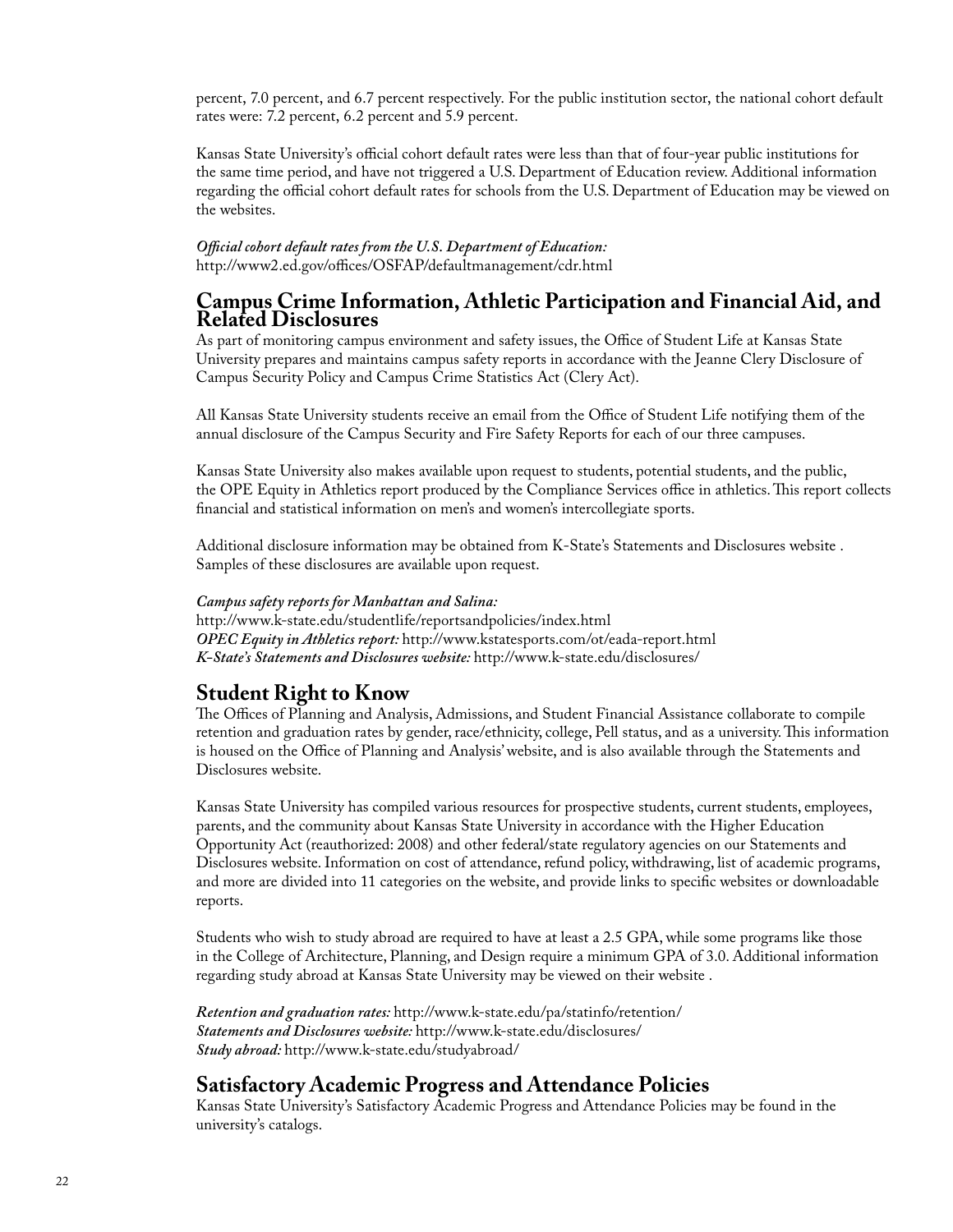percent, 7.0 percent, and 6.7 percent respectively. For the public institution sector, the national cohort default rates were: 7.2 percent, 6.2 percent and 5.9 percent.

Kansas State University's official cohort default rates were less than that of four-year public institutions for the same time period, and have not triggered a U.S. Department of Education review. Additional information regarding the official cohort default rates for schools from the U.S. Department of Education may be viewed on the websites.

***Official cohort default rates from the U.S. Department of Education:***
http://www2.ed.gov/offices/OSFAP/defaultmanagement/cdr.html

## Campus Crime Information, Athletic Participation and Financial Aid, and Related Disclosures

As part of monitoring campus environment and safety issues, the Office of Student Life at Kansas State University prepares and maintains campus safety reports in accordance with the Jeanne Clery Disclosure of Campus Security Policy and Campus Crime Statistics Act (Clery Act).

All Kansas State University students receive an email from the Office of Student Life notifying them of the annual disclosure of the Campus Security and Fire Safety Reports for each of our three campuses.

Kansas State University also makes available upon request to students, potential students, and the public, the OPE Equity in Athletics report produced by the Compliance Services office in athletics. This report collects financial and statistical information on men's and women's intercollegiate sports.

Additional disclosure information may be obtained from K-State's Statements and Disclosures website . Samples of these disclosures are available upon request.

***Campus safety reports for Manhattan and Salina:***
http://www.k-state.edu/studentlife/reportsandpolicies/index.html
***OPEC Equity in Athletics report:*** http://www.kstatesports.com/ot/eada-report.html
***K-State's Statements and Disclosures website:*** http://www.k-state.edu/disclosures/

## Student Right to Know

The Offices of Planning and Analysis, Admissions, and Student Financial Assistance collaborate to compile retention and graduation rates by gender, race/ethnicity, college, Pell status, and as a university. This information is housed on the Office of Planning and Analysis' website, and is also available through the Statements and Disclosures website.

Kansas State University has compiled various resources for prospective students, current students, employees, parents, and the community about Kansas State University in accordance with the Higher Education Opportunity Act (reauthorized: 2008) and other federal/state regulatory agencies on our Statements and Disclosures website. Information on cost of attendance, refund policy, withdrawing, list of academic programs, and more are divided into 11 categories on the website, and provide links to specific websites or downloadable reports.

Students who wish to study abroad are required to have at least a 2.5 GPA, while some programs like those in the College of Architecture, Planning, and Design require a minimum GPA of 3.0. Additional information regarding study abroad at Kansas State University may be viewed on their website .

***Retention and graduation rates:*** http://www.k-state.edu/pa/statinfo/retention/
***Statements and Disclosures website:*** http://www.k-state.edu/disclosures/
***Study abroad:*** http://www.k-state.edu/studyabroad/

## Satisfactory Academic Progress and Attendance Policies

Kansas State University's Satisfactory Academic Progress and Attendance Policies may be found in the university's catalogs.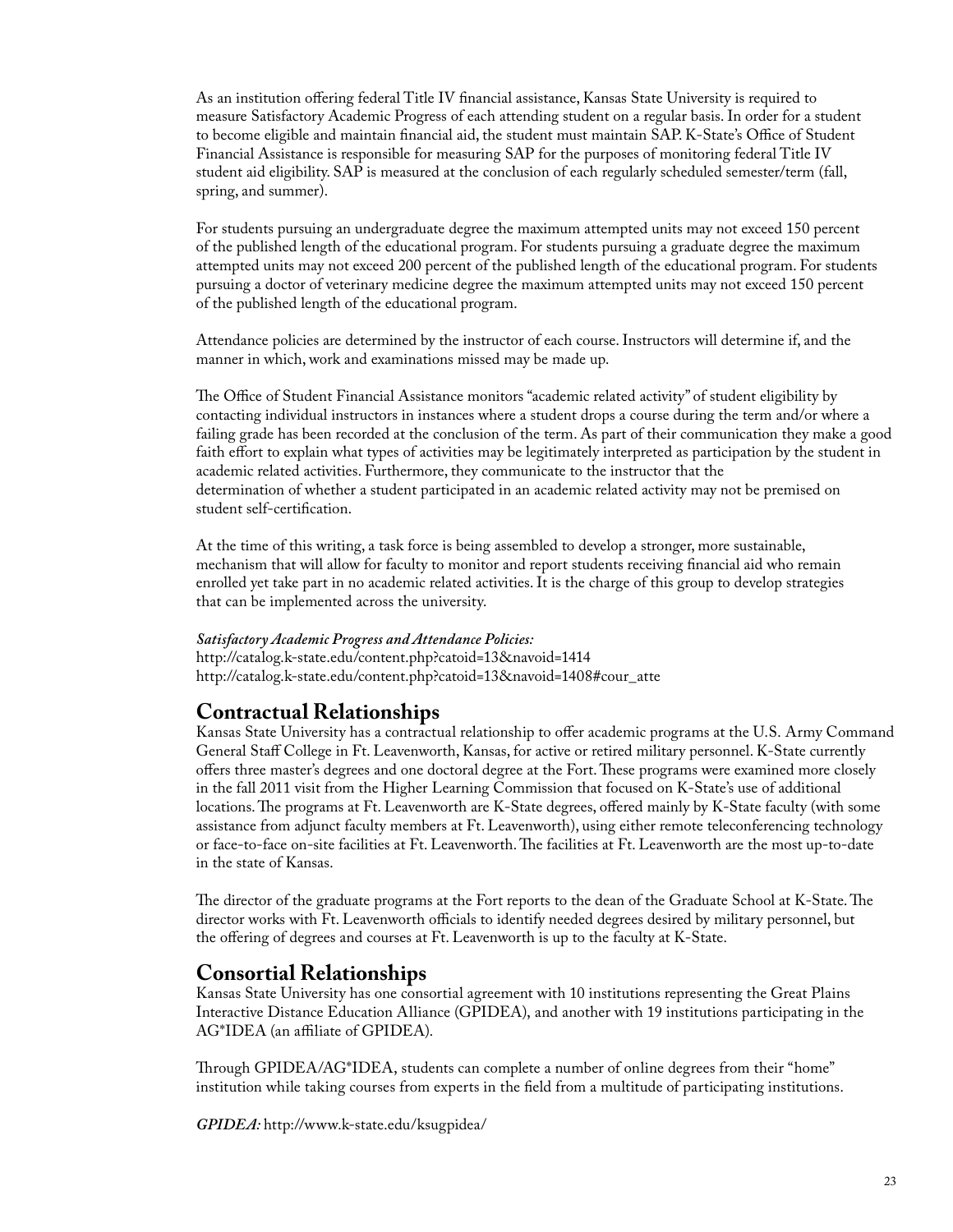As an institution offering federal Title IV financial assistance, Kansas State University is required to measure Satisfactory Academic Progress of each attending student on a regular basis. In order for a student to become eligible and maintain financial aid, the student must maintain SAP. K-State's Office of Student Financial Assistance is responsible for measuring SAP for the purposes of monitoring federal Title IV student aid eligibility. SAP is measured at the conclusion of each regularly scheduled semester/term (fall, spring, and summer).

For students pursuing an undergraduate degree the maximum attempted units may not exceed 150 percent of the published length of the educational program. For students pursuing a graduate degree the maximum attempted units may not exceed 200 percent of the published length of the educational program. For students pursuing a doctor of veterinary medicine degree the maximum attempted units may not exceed 150 percent of the published length of the educational program.

Attendance policies are determined by the instructor of each course. Instructors will determine if, and the manner in which, work and examinations missed may be made up.

The Office of Student Financial Assistance monitors "academic related activity" of student eligibility by contacting individual instructors in instances where a student drops a course during the term and/or where a failing grade has been recorded at the conclusion of the term. As part of their communication they make a good faith effort to explain what types of activities may be legitimately interpreted as participation by the student in academic related activities. Furthermore, they communicate to the instructor that the determination of whether a student participated in an academic related activity may not be premised on student self-certification.

At the time of this writing, a task force is being assembled to develop a stronger, more sustainable, mechanism that will allow for faculty to monitor and report students receiving financial aid who remain enrolled yet take part in no academic related activities. It is the charge of this group to develop strategies that can be implemented across the university.

***Satisfactory Academic Progress and Attendance Policies:***
http://catalog.k-state.edu/content.php?catoid=13&navoid=1414
http://catalog.k-state.edu/content.php?catoid=13&navoid=1408#cour_atte

## Contractual Relationships

Kansas State University has a contractual relationship to offer academic programs at the U.S. Army Command General Staff College in Ft. Leavenworth, Kansas, for active or retired military personnel. K-State currently offers three master's degrees and one doctoral degree at the Fort. These programs were examined more closely in the fall 2011 visit from the Higher Learning Commission that focused on K-State's use of additional locations. The programs at Ft. Leavenworth are K-State degrees, offered mainly by K-State faculty (with some assistance from adjunct faculty members at Ft. Leavenworth), using either remote teleconferencing technology or face-to-face on-site facilities at Ft. Leavenworth. The facilities at Ft. Leavenworth are the most up-to-date in the state of Kansas.

The director of the graduate programs at the Fort reports to the dean of the Graduate School at K-State. The director works with Ft. Leavenworth officials to identify needed degrees desired by military personnel, but the offering of degrees and courses at Ft. Leavenworth is up to the faculty at K-State.

## Consortial Relationships

Kansas State University has one consortial agreement with 10 institutions representing the Great Plains Interactive Distance Education Alliance (GPIDEA), and another with 19 institutions participating in the AG*IDEA (an affiliate of GPIDEA).

Through GPIDEA/AG*IDEA, students can complete a number of online degrees from their "home" institution while taking courses from experts in the field from a multitude of participating institutions.

***GPIDEA:*** http://www.k-state.edu/ksugpidea/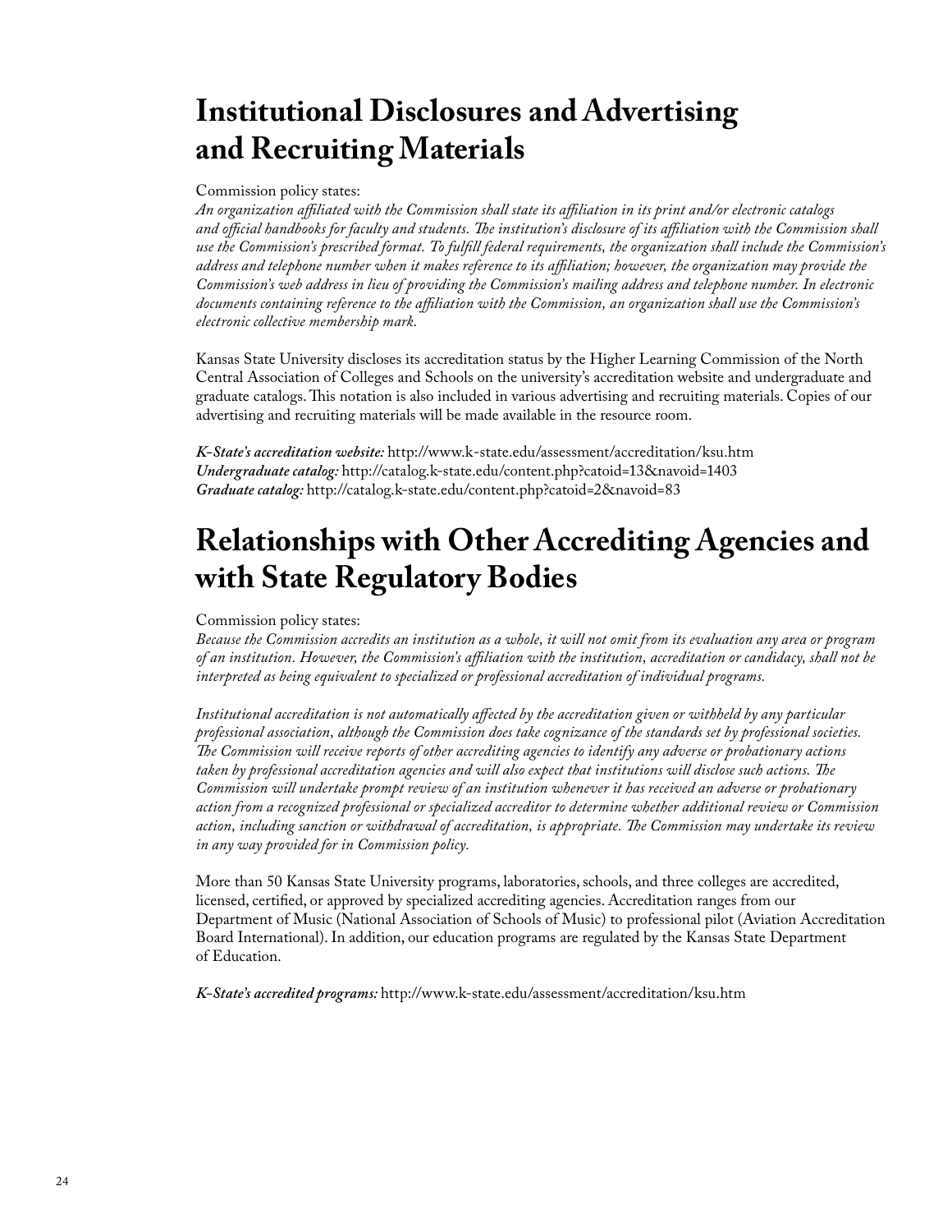# Institutional Disclosures and Advertising and Recruiting Materials

Commission policy states:

*An organization affiliated with the Commission shall state its affiliation in its print and/or electronic catalogs and official handbooks for faculty and students. The institution's disclosure of its affiliation with the Commission shall use the Commission's prescribed format. To fulfill federal requirements, the organization shall include the Commission's address and telephone number when it makes reference to its affiliation; however, the organization may provide the Commission's web address in lieu of providing the Commission's mailing address and telephone number. In electronic documents containing reference to the affiliation with the Commission, an organization shall use the Commission's electronic collective membership mark.*

Kansas State University discloses its accreditation status by the Higher Learning Commission of the North Central Association of Colleges and Schools on the university's accreditation website and undergraduate and graduate catalogs. This notation is also included in various advertising and recruiting materials. Copies of our advertising and recruiting materials will be made available in the resource room.

***K-State's accreditation website:*** http://www.k-state.edu/assessment/accreditation/ksu.htm
***Undergraduate catalog:*** http://catalog.k-state.edu/content.php?catoid=13&navoid=1403
***Graduate catalog:*** http://catalog.k-state.edu/content.php?catoid=2&navoid=83

# Relationships with Other Accrediting Agencies and with State Regulatory Bodies

Commission policy states:

*Because the Commission accredits an institution as a whole, it will not omit from its evaluation any area or program of an institution. However, the Commission's affiliation with the institution, accreditation or candidacy, shall not be interpreted as being equivalent to specialized or professional accreditation of individual programs.*

*Institutional accreditation is not automatically affected by the accreditation given or withheld by any particular professional association, although the Commission does take cognizance of the standards set by professional societies. The Commission will receive reports of other accrediting agencies to identify any adverse or probationary actions taken by professional accreditation agencies and will also expect that institutions will disclose such actions. The Commission will undertake prompt review of an institution whenever it has received an adverse or probationary action from a recognized professional or specialized accreditor to determine whether additional review or Commission action, including sanction or withdrawal of accreditation, is appropriate. The Commission may undertake its review in any way provided for in Commission policy.*

More than 50 Kansas State University programs, laboratories, schools, and three colleges are accredited, licensed, certified, or approved by specialized accrediting agencies. Accreditation ranges from our Department of Music (National Association of Schools of Music) to professional pilot (Aviation Accreditation Board International). In addition, our education programs are regulated by the Kansas State Department of Education.

***K-State's accredited programs:*** http://www.k-state.edu/assessment/accreditation/ksu.htm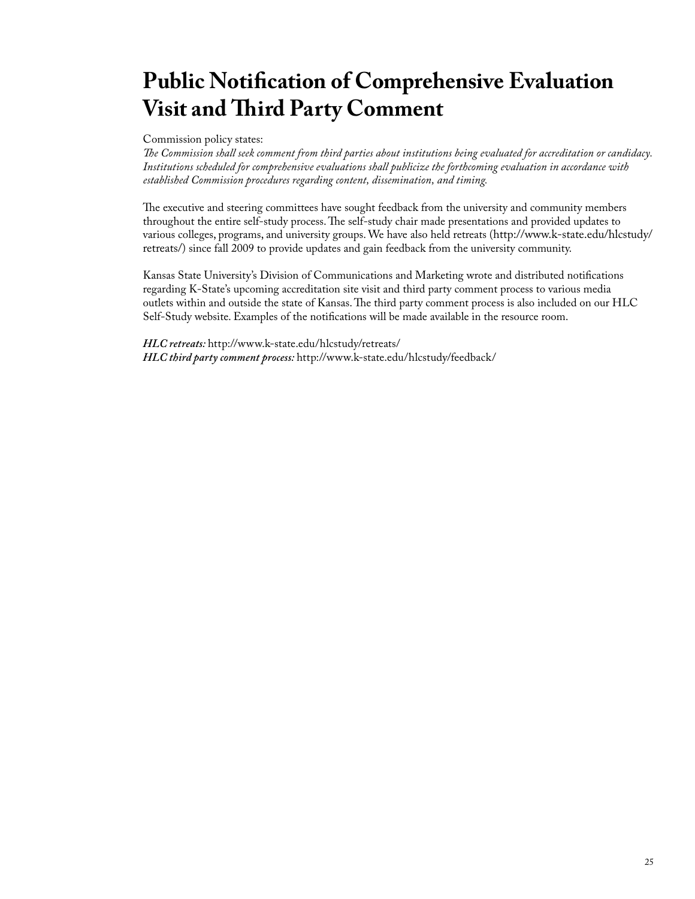# Public Notification of Comprehensive Evaluation Visit and Third Party Comment

Commission policy states:
*The Commission shall seek comment from third parties about institutions being evaluated for accreditation or candidacy. Institutions scheduled for comprehensive evaluations shall publicize the forthcoming evaluation in accordance with established Commission procedures regarding content, dissemination, and timing.*

The executive and steering committees have sought feedback from the university and community members throughout the entire self-study process. The self-study chair made presentations and provided updates to various colleges, programs, and university groups. We have also held retreats (http://www.k-state.edu/hlcstudy/retreats/) since fall 2009 to provide updates and gain feedback from the university community.

Kansas State University's Division of Communications and Marketing wrote and distributed notifications regarding K-State's upcoming accreditation site visit and third party comment process to various media outlets within and outside the state of Kansas. The third party comment process is also included on our HLC Self-Study website. Examples of the notifications will be made available in the resource room.

***HLC retreats:*** http://www.k-state.edu/hlcstudy/retreats/
***HLC third party comment process:*** http://www.k-state.edu/hlcstudy/feedback/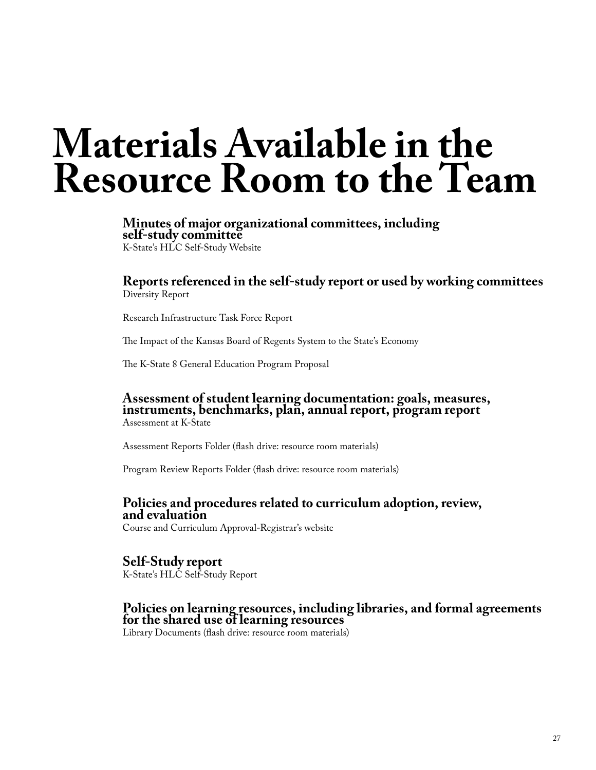# Materials Available in the Resource Room to the Team

### Minutes of major organizational committees, including self-study committee

K-State's HLC Self-Study Website

### Reports referenced in the self-study report or used by working committees

Diversity Report

Research Infrastructure Task Force Report

The Impact of the Kansas Board of Regents System to the State's Economy

The K-State 8 General Education Program Proposal

### Assessment of student learning documentation: goals, measures, instruments, benchmarks, plan, annual report, program report

Assessment at K-State

Assessment Reports Folder (flash drive: resource room materials)

Program Review Reports Folder (flash drive: resource room materials)

### Policies and procedures related to curriculum adoption, review, and evaluation

Course and Curriculum Approval-Registrar's website

### Self-Study report

K-State's HLC Self-Study Report

### Policies on learning resources, including libraries, and formal agreements for the shared use of learning resources

Library Documents (flash drive: resource room materials)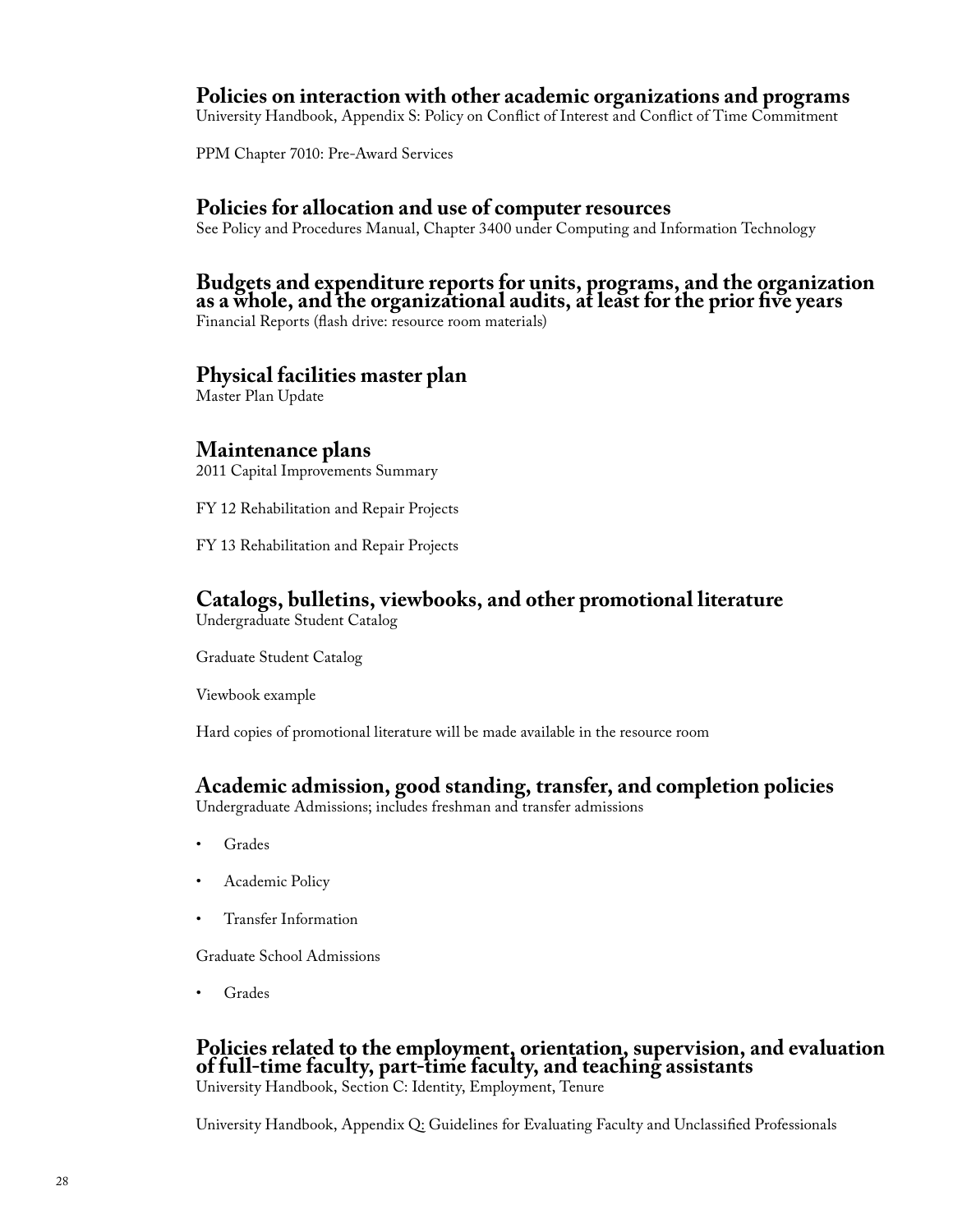## Policies on interaction with other academic organizations and programs

University Handbook, Appendix S: Policy on Conflict of Interest and Conflict of Time Commitment

PPM Chapter 7010: Pre-Award Services

## Policies for allocation and use of computer resources

See Policy and Procedures Manual, Chapter 3400 under Computing and Information Technology

## Budgets and expenditure reports for units, programs, and the organization as a whole, and the organizational audits, at least for the prior five years

Financial Reports (flash drive: resource room materials)

## Physical facilities master plan

Master Plan Update

## Maintenance plans

2011 Capital Improvements Summary

FY 12 Rehabilitation and Repair Projects

FY 13 Rehabilitation and Repair Projects

## Catalogs, bulletins, viewbooks, and other promotional literature

Undergraduate Student Catalog

Graduate Student Catalog

Viewbook example

Hard copies of promotional literature will be made available in the resource room

## Academic admission, good standing, transfer, and completion policies

Undergraduate Admissions; includes freshman and transfer admissions

- Grades
- Academic Policy
- Transfer Information

Graduate School Admissions

- Grades

## Policies related to the employment, orientation, supervision, and evaluation of full-time faculty, part-time faculty, and teaching assistants

University Handbook, Section C: Identity, Employment, Tenure

University Handbook, Appendix Q: Guidelines for Evaluating Faculty and Unclassified Professionals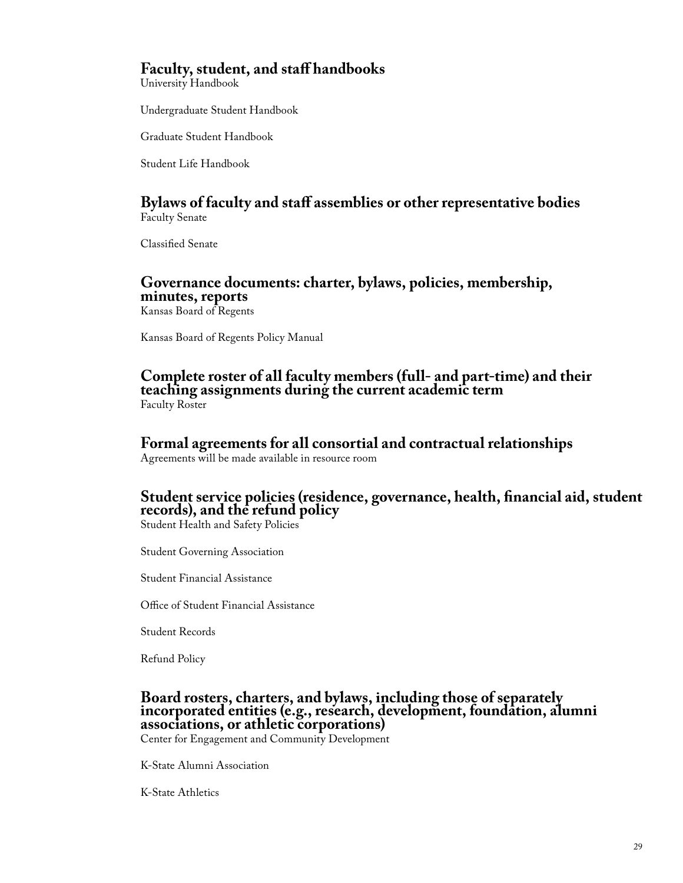## Faculty, student, and staff handbooks

University Handbook

Undergraduate Student Handbook

Graduate Student Handbook

Student Life Handbook

## Bylaws of faculty and staff assemblies or other representative bodies

Faculty Senate

Classified Senate

## Governance documents: charter, bylaws, policies, membership, minutes, reports

Kansas Board of Regents

Kansas Board of Regents Policy Manual

## Complete roster of all faculty members (full- and part-time) and their teaching assignments during the current academic term

Faculty Roster

## Formal agreements for all consortial and contractual relationships

Agreements will be made available in resource room

## Student service policies (residence, governance, health, financial aid, student records), and the refund policy

Student Health and Safety Policies

Student Governing Association

Student Financial Assistance

Office of Student Financial Assistance

Student Records

Refund Policy

## Board rosters, charters, and bylaws, including those of separately incorporated entities (e.g., research, development, foundation, alumni associations, or athletic corporations)

Center for Engagement and Community Development

K-State Alumni Association

K-State Athletics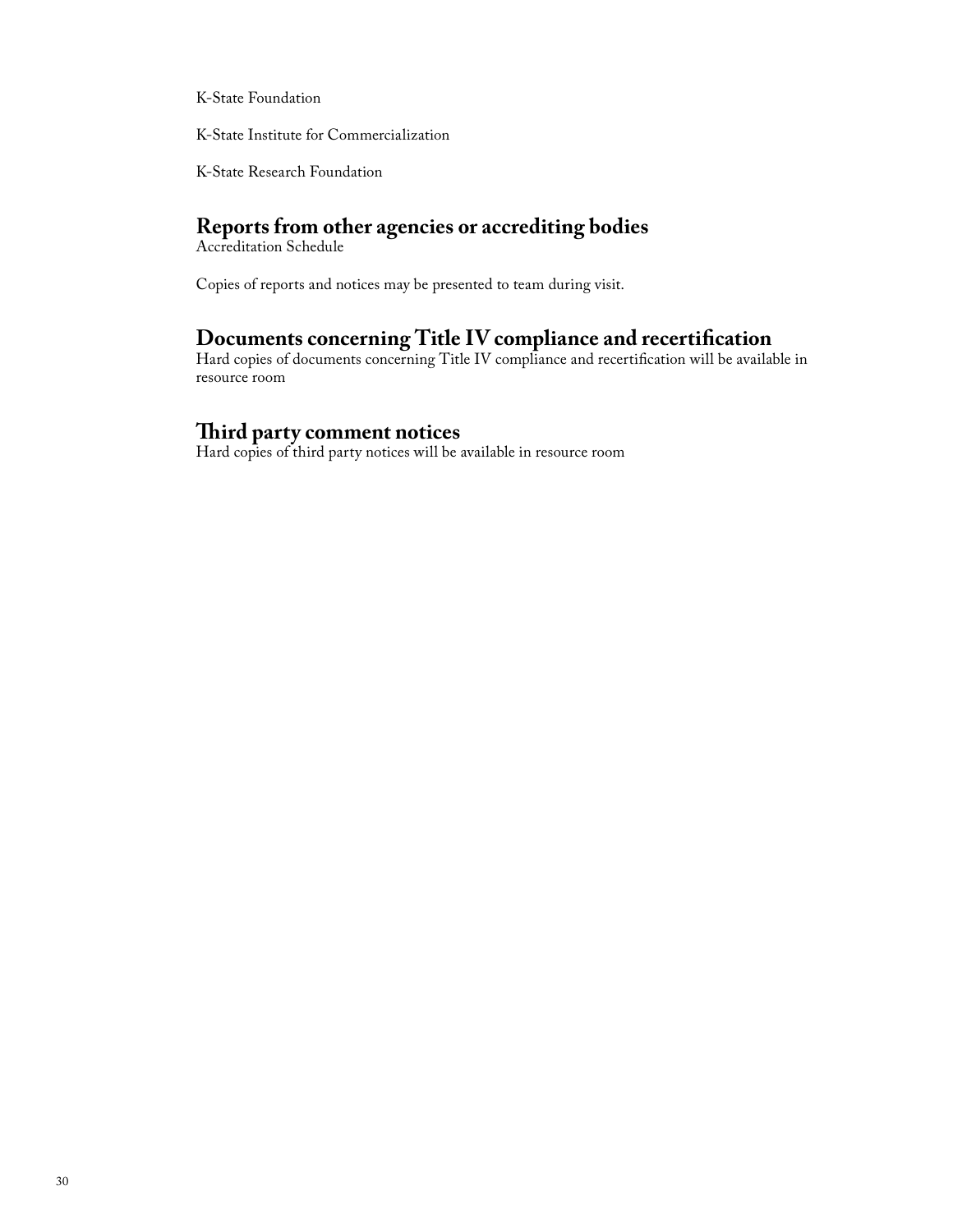K-State Foundation

K-State Institute for Commercialization

K-State Research Foundation

## Reports from other agencies or accrediting bodies

Accreditation Schedule

Copies of reports and notices may be presented to team during visit.

## Documents concerning Title IV compliance and recertification

Hard copies of documents concerning Title IV compliance and recertification will be available in resource room

## Third party comment notices

Hard copies of third party notices will be available in resource room